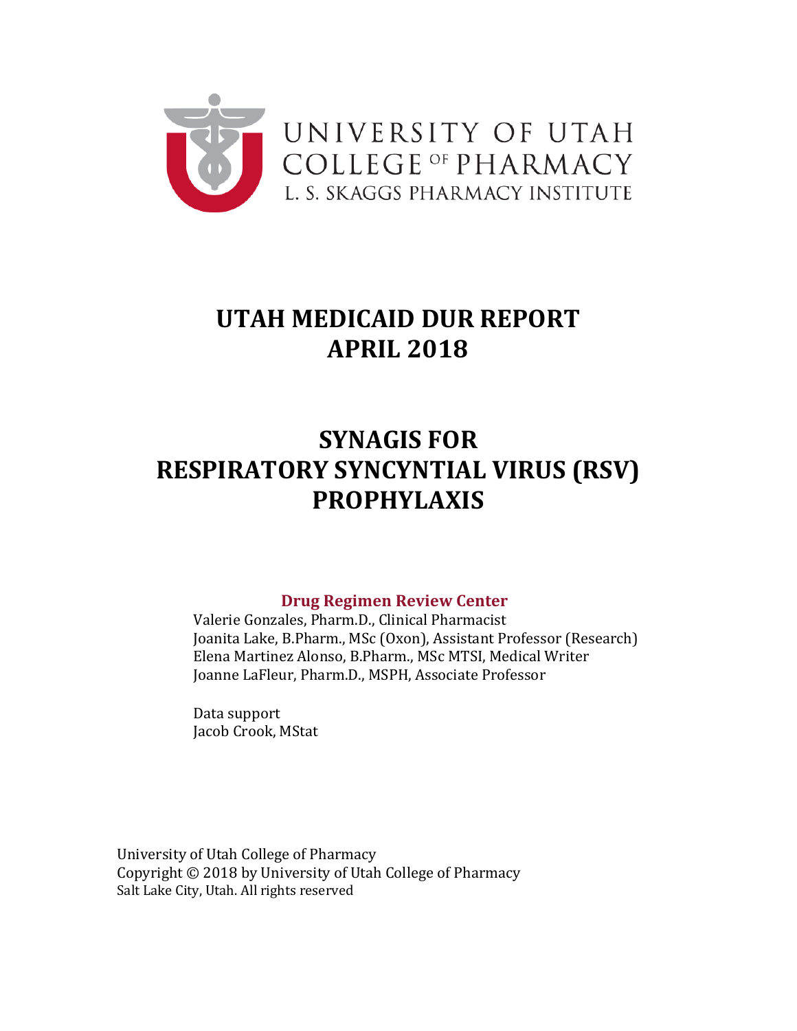UNIVERSITY OF UTAH
COLLEGE OF PHARMACY
L. S. SKAGGS PHARMACY INSTITUTE

# UTAH MEDICAID DUR REPORT
# APRIL 2018

# SYNAGIS FOR RESPIRATORY SYNCYNTIAL VIRUS (RSV) PROPHYLAXIS

**Drug Regimen Review Center**

Valerie Gonzales, Pharm.D., Clinical Pharmacist
Joanita Lake, B.Pharm., MSc (Oxon), Assistant Professor (Research)
Elena Martinez Alonso, B.Pharm., MSc MTSI, Medical Writer
Joanne LaFleur, Pharm.D., MSPH, Associate Professor

Data support
Jacob Crook, MStat

University of Utah College of Pharmacy
Copyright © 2018 by University of Utah College of Pharmacy
Salt Lake City, Utah. All rights reserved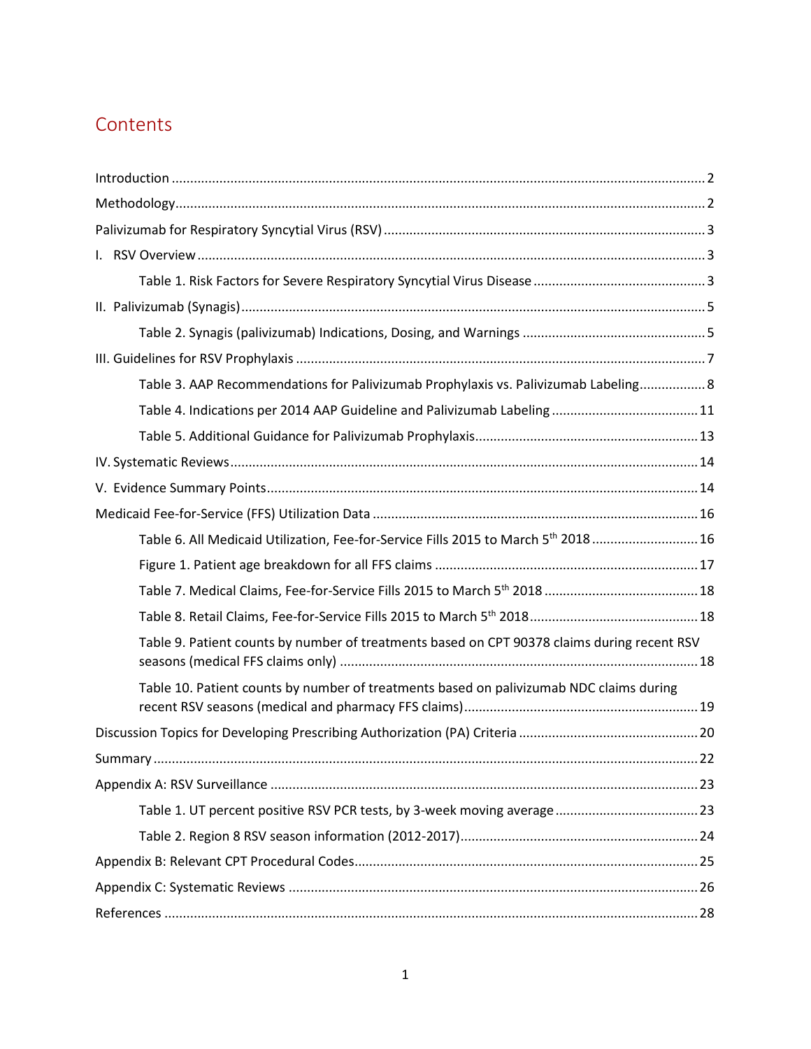# Contents

Introduction ........................................................................................................................................ 2

Methodology........................................................................................................................................ 2

Palivizumab for Respiratory Syncytial Virus (RSV) ........................................................................ 3

I. RSV Overview ................................................................................................................................. 3

  Table 1. Risk Factors for Severe Respiratory Syncytial Virus Disease ............................................ 3

II. Palivizumab (Synagis) ...................................................................................................................... 5

  Table 2. Synagis (palivizumab) Indications, Dosing, and Warnings ................................................ 5

III. Guidelines for RSV Prophylaxis ........................................................................................................ 7

  Table 3. AAP Recommendations for Palivizumab Prophylaxis vs. Palivizumab Labeling.................. 8

  Table 4. Indications per 2014 AAP Guideline and Palivizumab Labeling ........................................ 11

  Table 5. Additional Guidance for Palivizumab Prophylaxis............................................................ 13

IV. Systematic Reviews ....................................................................................................................... 14

V. Evidence Summary Points.............................................................................................................. 14

Medicaid Fee-for-Service (FFS) Utilization Data ................................................................................ 16

  Table 6. All Medicaid Utilization, Fee-for-Service Fills 2015 to March 5th 2018 ............................ 16

  Figure 1. Patient age breakdown for all FFS claims ....................................................................... 17

  Table 7. Medical Claims, Fee-for-Service Fills 2015 to March 5th 2018 .......................................... 18

  Table 8. Retail Claims, Fee-for-Service Fills 2015 to March 5th 2018 ............................................. 18

  Table 9. Patient counts by number of treatments based on CPT 90378 claims during recent RSV seasons (medical FFS claims only) ................................................................................................ 18

  Table 10. Patient counts by number of treatments based on palivizumab NDC claims during recent RSV seasons (medical and pharmacy FFS claims)................................................................ 19

Discussion Topics for Developing Prescribing Authorization (PA) Criteria ........................................ 20

Summary ............................................................................................................................................ 22

Appendix A: RSV Surveillance ............................................................................................................ 23

  Table 1. UT percent positive RSV PCR tests, by 3-week moving average ....................................... 23

  Table 2. Region 8 RSV season information (2012-2017)................................................................ 24

Appendix B: Relevant CPT Procedural Codes...................................................................................... 25

Appendix C: Systematic Reviews ........................................................................................................ 26

References .......................................................................................................................................... 28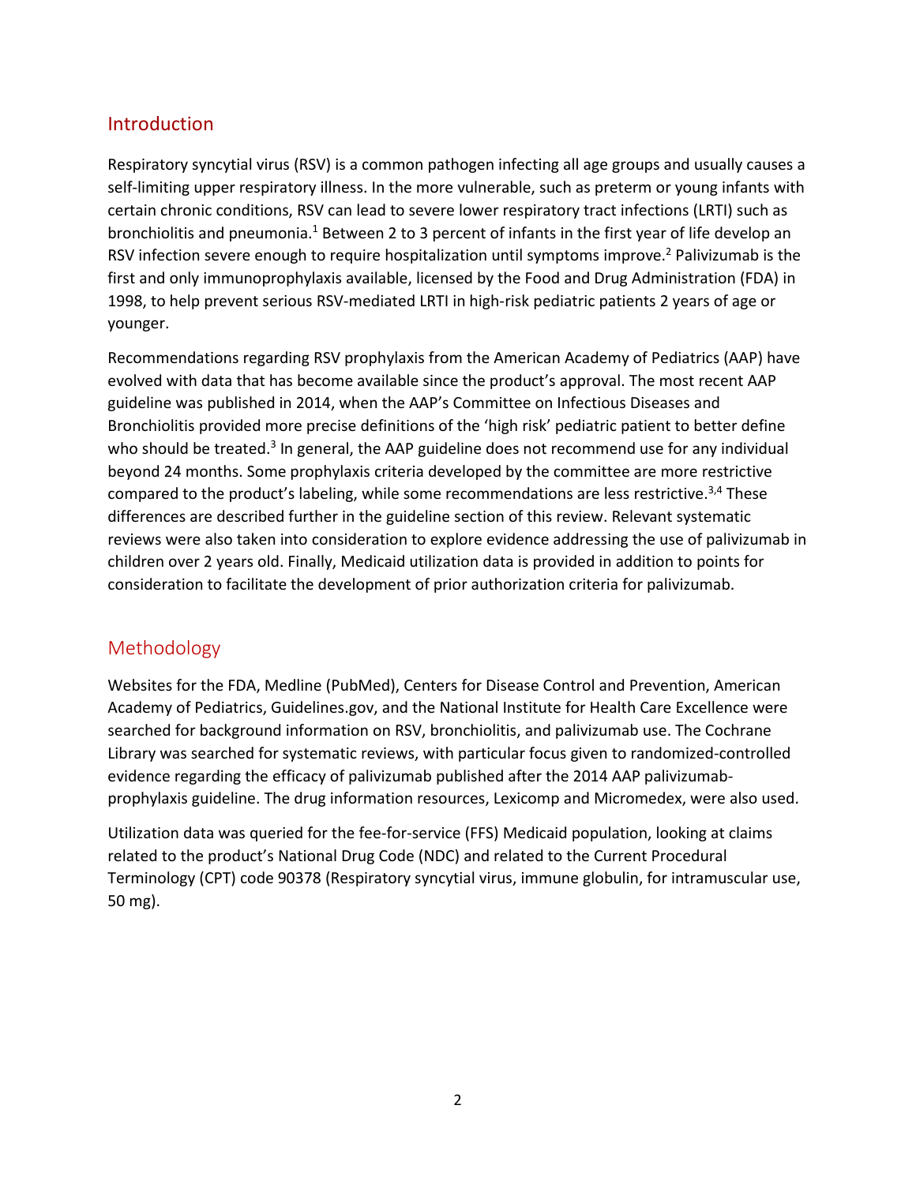## Introduction

Respiratory syncytial virus (RSV) is a common pathogen infecting all age groups and usually causes a self-limiting upper respiratory illness. In the more vulnerable, such as preterm or young infants with certain chronic conditions, RSV can lead to severe lower respiratory tract infections (LRTI) such as bronchiolitis and pneumonia.[1] Between 2 to 3 percent of infants in the first year of life develop an RSV infection severe enough to require hospitalization until symptoms improve.[2] Palivizumab is the first and only immunoprophylaxis available, licensed by the Food and Drug Administration (FDA) in 1998, to help prevent serious RSV-mediated LRTI in high-risk pediatric patients 2 years of age or younger.

Recommendations regarding RSV prophylaxis from the American Academy of Pediatrics (AAP) have evolved with data that has become available since the product's approval. The most recent AAP guideline was published in 2014, when the AAP's Committee on Infectious Diseases and Bronchiolitis provided more precise definitions of the 'high risk' pediatric patient to better define who should be treated.[3] In general, the AAP guideline does not recommend use for any individual beyond 24 months. Some prophylaxis criteria developed by the committee are more restrictive compared to the product's labeling, while some recommendations are less restrictive.[3,4] These differences are described further in the guideline section of this review. Relevant systematic reviews were also taken into consideration to explore evidence addressing the use of palivizumab in children over 2 years old. Finally, Medicaid utilization data is provided in addition to points for consideration to facilitate the development of prior authorization criteria for palivizumab.

## Methodology

Websites for the FDA, Medline (PubMed), Centers for Disease Control and Prevention, American Academy of Pediatrics, Guidelines.gov, and the National Institute for Health Care Excellence were searched for background information on RSV, bronchiolitis, and palivizumab use. The Cochrane Library was searched for systematic reviews, with particular focus given to randomized-controlled evidence regarding the efficacy of palivizumab published after the 2014 AAP palivizumab-prophylaxis guideline. The drug information resources, Lexicomp and Micromedex, were also used.

Utilization data was queried for the fee-for-service (FFS) Medicaid population, looking at claims related to the product's National Drug Code (NDC) and related to the Current Procedural Terminology (CPT) code 90378 (Respiratory syncytial virus, immune globulin, for intramuscular use, 50 mg).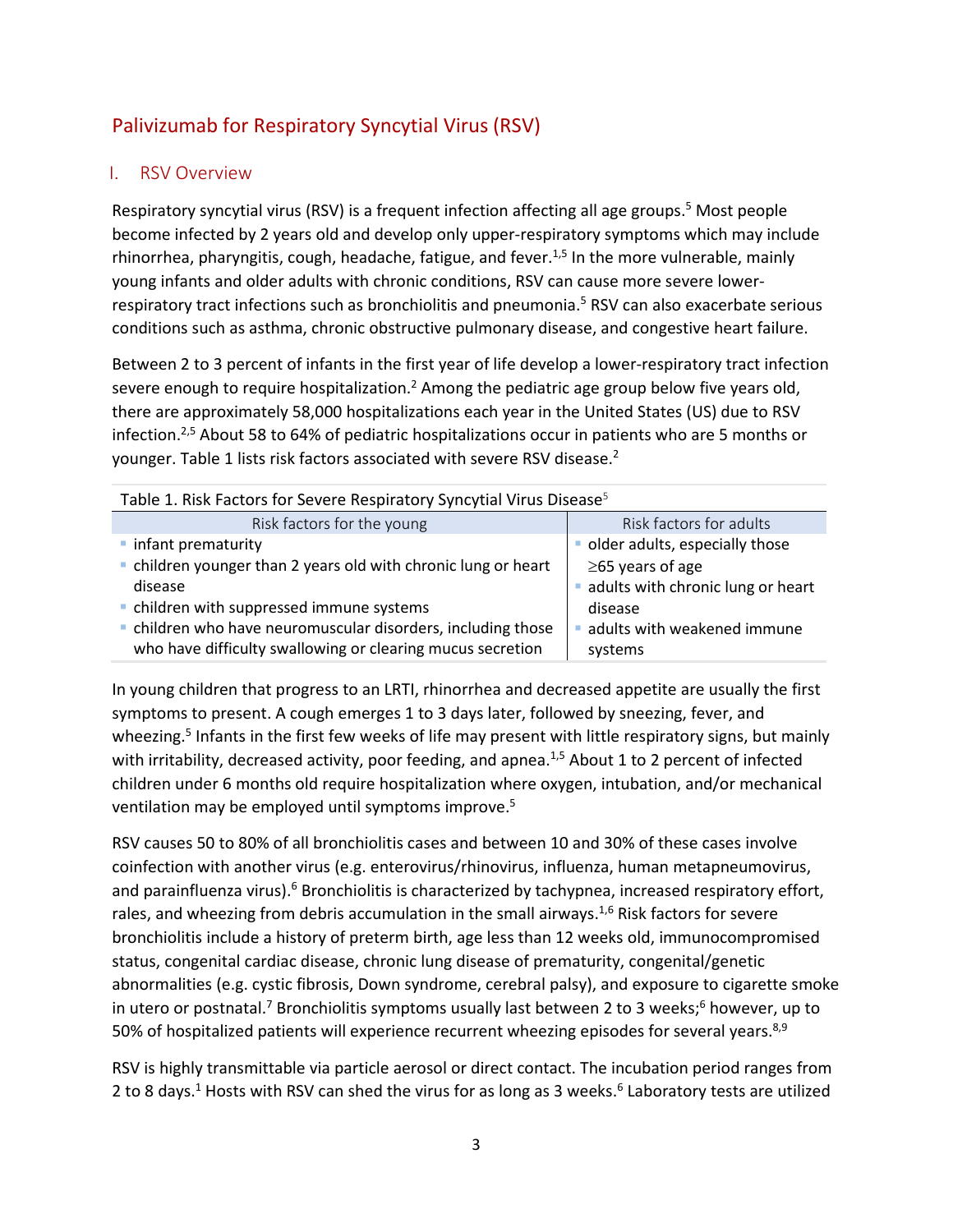## Palivizumab for Respiratory Syncytial Virus (RSV)

### I. RSV Overview

Respiratory syncytial virus (RSV) is a frequent infection affecting all age groups.[5] Most people become infected by 2 years old and develop only upper-respiratory symptoms which may include rhinorrhea, pharyngitis, cough, headache, fatigue, and fever.[1,5] In the more vulnerable, mainly young infants and older adults with chronic conditions, RSV can cause more severe lower-respiratory tract infections such as bronchiolitis and pneumonia.[5] RSV can also exacerbate serious conditions such as asthma, chronic obstructive pulmonary disease, and congestive heart failure.

Between 2 to 3 percent of infants in the first year of life develop a lower-respiratory tract infection severe enough to require hospitalization.[2] Among the pediatric age group below five years old, there are approximately 58,000 hospitalizations each year in the United States (US) due to RSV infection.[2,5] About 58 to 64% of pediatric hospitalizations occur in patients who are 5 months or younger. Table 1 lists risk factors associated with severe RSV disease.[2]

Table 1. Risk Factors for Severe Respiratory Syncytial Virus Disease[5]

| Risk factors for the young | Risk factors for adults |
| --- | --- |
| - infant prematurity<br>- children younger than 2 years old with chronic lung or heart disease<br>- children with suppressed immune systems<br>- children who have neuromuscular disorders, including those who have difficulty swallowing or clearing mucus secretion | - older adults, especially those ≥65 years of age<br>- adults with chronic lung or heart disease<br>- adults with weakened immune systems |

In young children that progress to an LRTI, rhinorrhea and decreased appetite are usually the first symptoms to present. A cough emerges 1 to 3 days later, followed by sneezing, fever, and wheezing.[5] Infants in the first few weeks of life may present with little respiratory signs, but mainly with irritability, decreased activity, poor feeding, and apnea.[1,5] About 1 to 2 percent of infected children under 6 months old require hospitalization where oxygen, intubation, and/or mechanical ventilation may be employed until symptoms improve.[5]

RSV causes 50 to 80% of all bronchiolitis cases and between 10 and 30% of these cases involve coinfection with another virus (e.g. enterovirus/rhinovirus, influenza, human metapneumovirus, and parainfluenza virus).[6] Bronchiolitis is characterized by tachypnea, increased respiratory effort, rales, and wheezing from debris accumulation in the small airways.[1,6] Risk factors for severe bronchiolitis include a history of preterm birth, age less than 12 weeks old, immunocompromised status, congenital cardiac disease, chronic lung disease of prematurity, congenital/genetic abnormalities (e.g. cystic fibrosis, Down syndrome, cerebral palsy), and exposure to cigarette smoke in utero or postnatal.[7] Bronchiolitis symptoms usually last between 2 to 3 weeks;[6] however, up to 50% of hospitalized patients will experience recurrent wheezing episodes for several years.[8,9]

RSV is highly transmittable via particle aerosol or direct contact. The incubation period ranges from 2 to 8 days.[1] Hosts with RSV can shed the virus for as long as 3 weeks.[6] Laboratory tests are utilized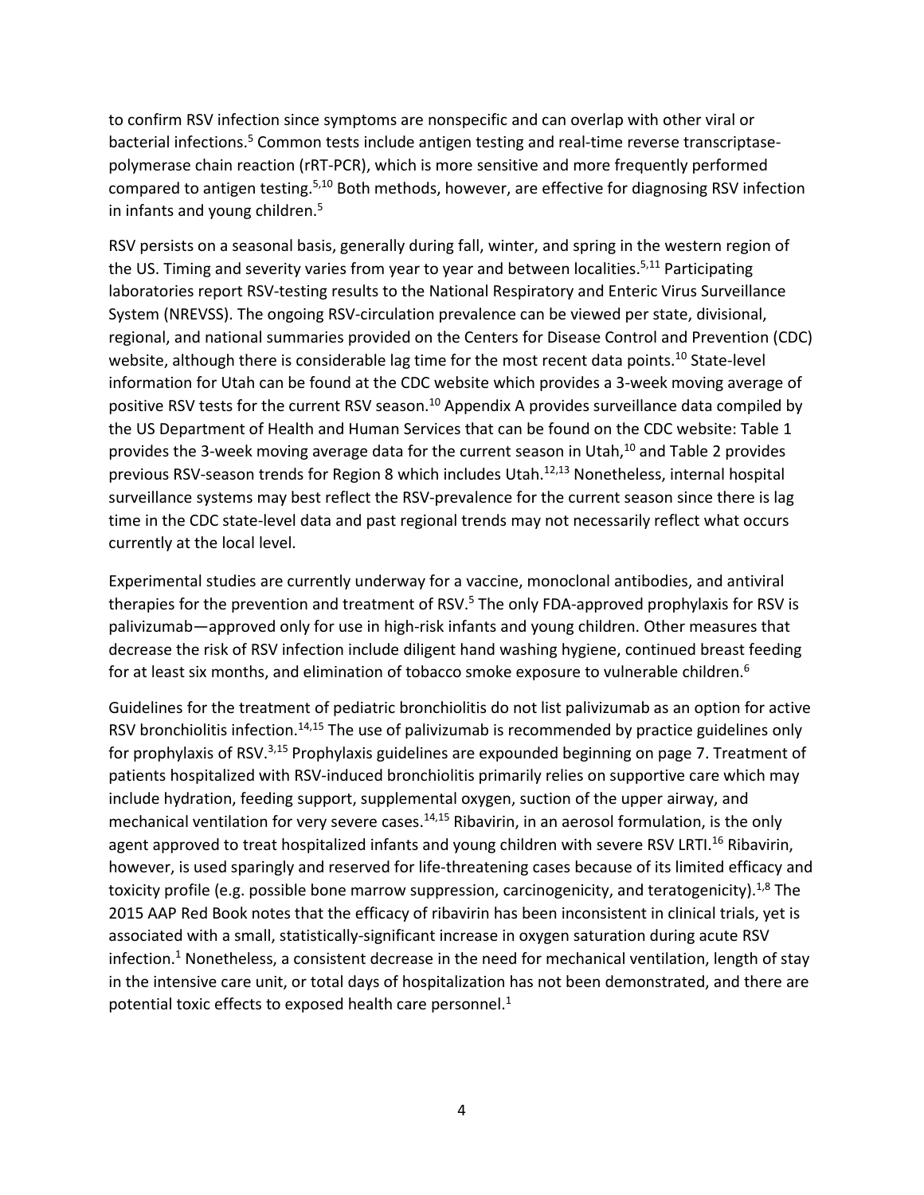to confirm RSV infection since symptoms are nonspecific and can overlap with other viral or bacterial infections.[5] Common tests include antigen testing and real-time reverse transcriptase-polymerase chain reaction (rRT-PCR), which is more sensitive and more frequently performed compared to antigen testing.[5,10] Both methods, however, are effective for diagnosing RSV infection in infants and young children.[5]

RSV persists on a seasonal basis, generally during fall, winter, and spring in the western region of the US. Timing and severity varies from year to year and between localities.[5,11] Participating laboratories report RSV-testing results to the National Respiratory and Enteric Virus Surveillance System (NREVSS). The ongoing RSV-circulation prevalence can be viewed per state, divisional, regional, and national summaries provided on the Centers for Disease Control and Prevention (CDC) website, although there is considerable lag time for the most recent data points.[10] State-level information for Utah can be found at the CDC website which provides a 3-week moving average of positive RSV tests for the current RSV season.[10] Appendix A provides surveillance data compiled by the US Department of Health and Human Services that can be found on the CDC website: Table 1 provides the 3-week moving average data for the current season in Utah,[10] and Table 2 provides previous RSV-season trends for Region 8 which includes Utah.[12,13] Nonetheless, internal hospital surveillance systems may best reflect the RSV-prevalence for the current season since there is lag time in the CDC state-level data and past regional trends may not necessarily reflect what occurs currently at the local level.

Experimental studies are currently underway for a vaccine, monoclonal antibodies, and antiviral therapies for the prevention and treatment of RSV.[5] The only FDA-approved prophylaxis for RSV is palivizumab—approved only for use in high-risk infants and young children. Other measures that decrease the risk of RSV infection include diligent hand washing hygiene, continued breast feeding for at least six months, and elimination of tobacco smoke exposure to vulnerable children.[6]

Guidelines for the treatment of pediatric bronchiolitis do not list palivizumab as an option for active RSV bronchiolitis infection.[14,15] The use of palivizumab is recommended by practice guidelines only for prophylaxis of RSV.[3,15] Prophylaxis guidelines are expounded beginning on page 7. Treatment of patients hospitalized with RSV-induced bronchiolitis primarily relies on supportive care which may include hydration, feeding support, supplemental oxygen, suction of the upper airway, and mechanical ventilation for very severe cases.[14,15] Ribavirin, in an aerosol formulation, is the only agent approved to treat hospitalized infants and young children with severe RSV LRTI.[16] Ribavirin, however, is used sparingly and reserved for life-threatening cases because of its limited efficacy and toxicity profile (e.g. possible bone marrow suppression, carcinogenicity, and teratogenicity).[1,8] The 2015 AAP Red Book notes that the efficacy of ribavirin has been inconsistent in clinical trials, yet is associated with a small, statistically-significant increase in oxygen saturation during acute RSV infection.[1] Nonetheless, a consistent decrease in the need for mechanical ventilation, length of stay in the intensive care unit, or total days of hospitalization has not been demonstrated, and there are potential toxic effects to exposed health care personnel.[1]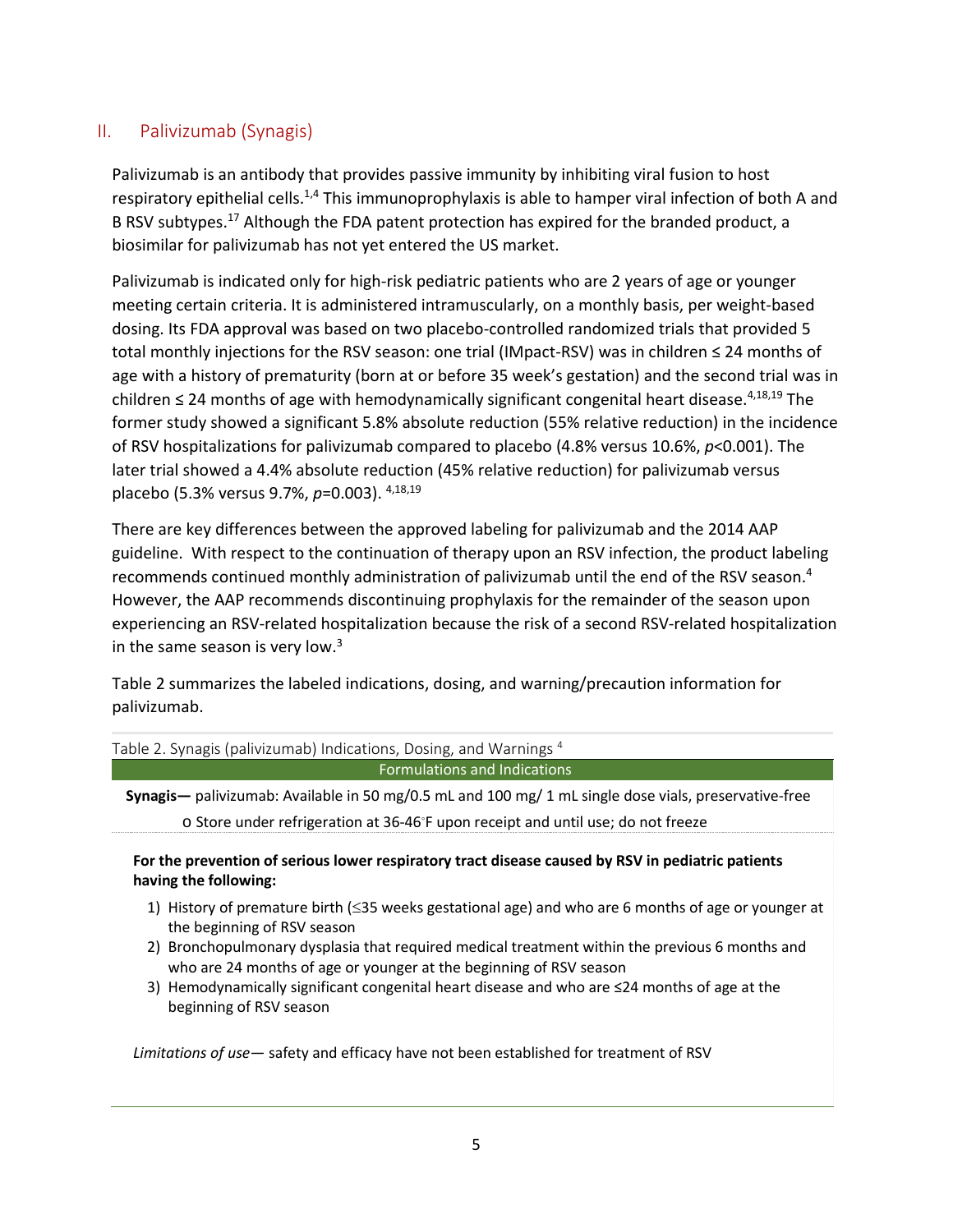## II. Palivizumab (Synagis)

Palivizumab is an antibody that provides passive immunity by inhibiting viral fusion to host respiratory epithelial cells.[1,4] This immunoprophylaxis is able to hamper viral infection of both A and B RSV subtypes.[17] Although the FDA patent protection has expired for the branded product, a biosimilar for palivizumab has not yet entered the US market.

Palivizumab is indicated only for high-risk pediatric patients who are 2 years of age or younger meeting certain criteria. It is administered intramuscularly, on a monthly basis, per weight-based dosing. Its FDA approval was based on two placebo-controlled randomized trials that provided 5 total monthly injections for the RSV season: one trial (IMpact-RSV) was in children ≤ 24 months of age with a history of prematurity (born at or before 35 week's gestation) and the second trial was in children ≤ 24 months of age with hemodynamically significant congenital heart disease.[4,18,19] The former study showed a significant 5.8% absolute reduction (55% relative reduction) in the incidence of RSV hospitalizations for palivizumab compared to placebo (4.8% versus 10.6%, $p<0.001$). The later trial showed a 4.4% absolute reduction (45% relative reduction) for palivizumab versus placebo (5.3% versus 9.7%, $p=0.003$). [4,18,19]

There are key differences between the approved labeling for palivizumab and the 2014 AAP guideline. With respect to the continuation of therapy upon an RSV infection, the product labeling recommends continued monthly administration of palivizumab until the end of the RSV season.[4] However, the AAP recommends discontinuing prophylaxis for the remainder of the season upon experiencing an RSV-related hospitalization because the risk of a second RSV-related hospitalization in the same season is very low.[3]

Table 2 summarizes the labeled indications, dosing, and warning/precaution information for palivizumab.

Table 2. Synagis (palivizumab) Indications, Dosing, and Warnings [4]

| Formulations and Indications |
|---|
| **Synagis—** palivizumab: Available in 50 mg/0.5 mL and 100 mg/ 1 mL single dose vials, preservative-free<br>o Store under refrigeration at 36-46°F upon receipt and until use; do not freeze |
| **For the prevention of serious lower respiratory tract disease caused by RSV in pediatric patients having the following:**<br>1) History of premature birth (≤35 weeks gestational age) and who are 6 months of age or younger at the beginning of RSV season<br>2) Bronchopulmonary dysplasia that required medical treatment within the previous 6 months and who are 24 months of age or younger at the beginning of RSV season<br>3) Hemodynamically significant congenital heart disease and who are ≤24 months of age at the beginning of RSV season<br><br>*Limitations of use*— safety and efficacy have not been established for treatment of RSV |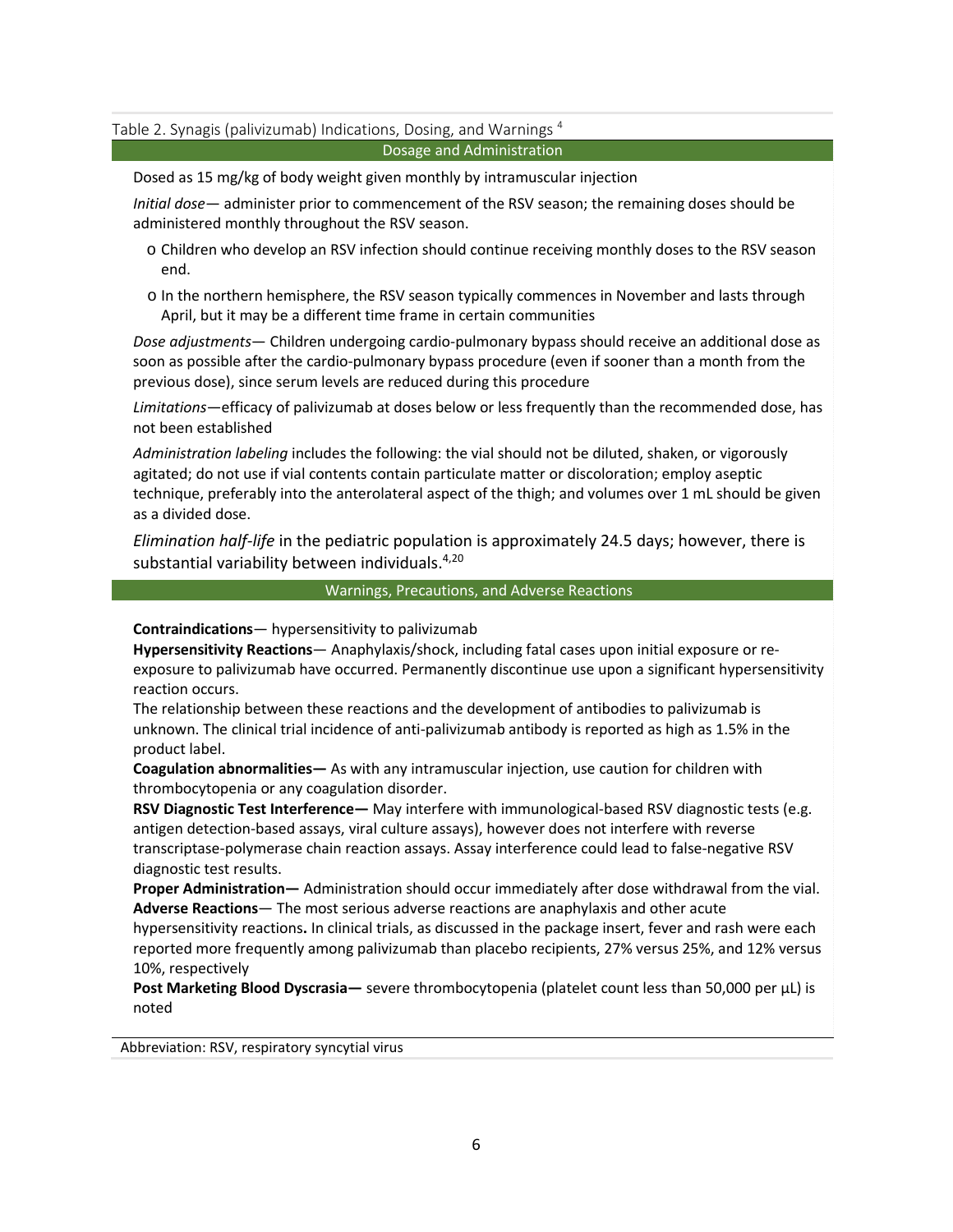Table 2. Synagis (palivizumab) Indications, Dosing, and Warnings [4]

| Dosage and Administration |
| --- |
| Dosed as 15 mg/kg of body weight given monthly by intramuscular injection<br><br>*Initial dose*— administer prior to commencement of the RSV season; the remaining doses should be administered monthly throughout the RSV season.<br><br>o Children who develop an RSV infection should continue receiving monthly doses to the RSV season end.<br><br>o In the northern hemisphere, the RSV season typically commences in November and lasts through April, but it may be a different time frame in certain communities<br><br>*Dose adjustments*— Children undergoing cardio-pulmonary bypass should receive an additional dose as soon as possible after the cardio-pulmonary bypass procedure (even if sooner than a month from the previous dose), since serum levels are reduced during this procedure<br><br>*Limitations*—efficacy of palivizumab at doses below or less frequently than the recommended dose, has not been established<br><br>*Administration labeling* includes the following: the vial should not be diluted, shaken, or vigorously agitated; do not use if vial contents contain particulate matter or discoloration; employ aseptic technique, preferably into the anterolateral aspect of the thigh; and volumes over 1 mL should be given as a divided dose.<br><br>*Elimination half-life* in the pediatric population is approximately 24.5 days; however, there is substantial variability between individuals.[4,20] |
| **Warnings, Precautions, and Adverse Reactions** |
| **Contraindications**— hypersensitivity to palivizumab<br>**Hypersensitivity Reactions**— Anaphylaxis/shock, including fatal cases upon initial exposure or re-exposure to palivizumab have occurred. Permanently discontinue use upon a significant hypersensitivity reaction occurs.<br>The relationship between these reactions and the development of antibodies to palivizumab is unknown. The clinical trial incidence of anti-palivizumab antibody is reported as high as 1.5% in the product label.<br>**Coagulation abnormalities—** As with any intramuscular injection, use caution for children with thrombocytopenia or any coagulation disorder.<br>**RSV Diagnostic Test Interference—** May interfere with immunological-based RSV diagnostic tests (e.g. antigen detection-based assays, viral culture assays), however does not interfere with reverse transcriptase-polymerase chain reaction assays. Assay interference could lead to false-negative RSV diagnostic test results.<br>**Proper Administration—** Administration should occur immediately after dose withdrawal from the vial.<br>**Adverse Reactions**— The most serious adverse reactions are anaphylaxis and other acute hypersensitivity reactions**.** In clinical trials, as discussed in the package insert, fever and rash were each reported more frequently among palivizumab than placebo recipients, 27% versus 25%, and 12% versus 10%, respectively<br>**Post Marketing Blood Dyscrasia—** severe thrombocytopenia (platelet count less than 50,000 per µL) is noted |

Abbreviation: RSV, respiratory syncytial virus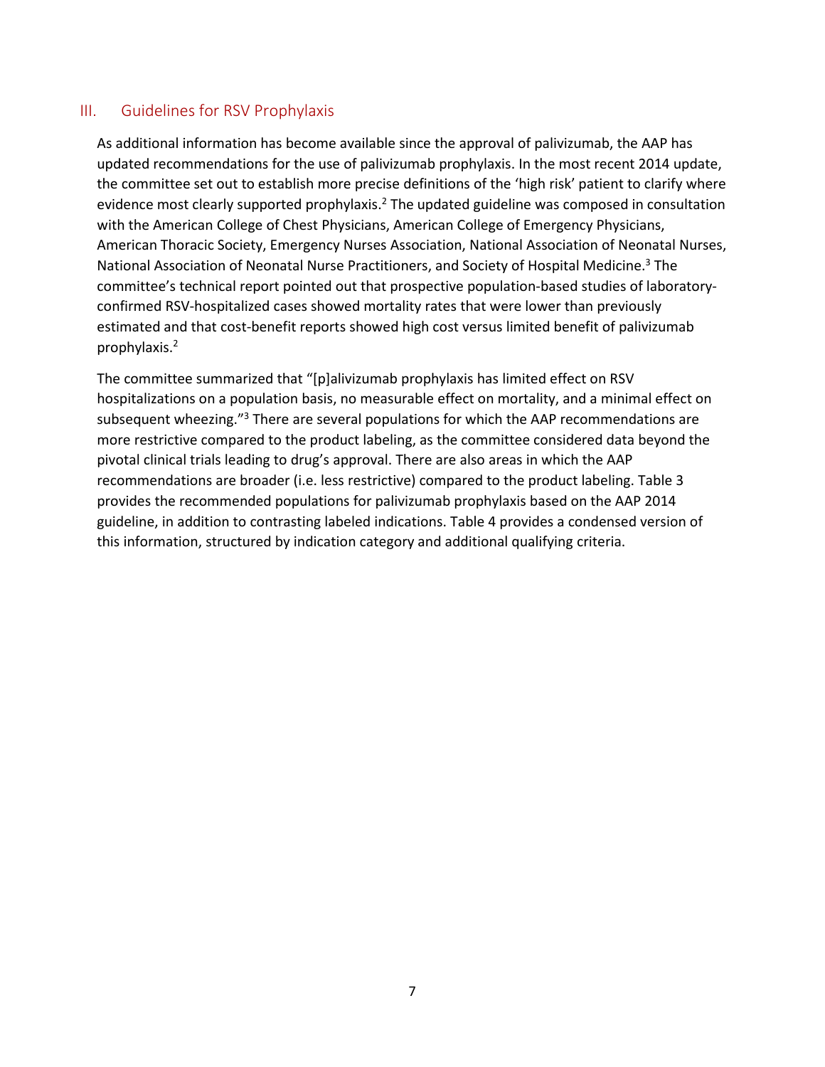## III. Guidelines for RSV Prophylaxis

As additional information has become available since the approval of palivizumab, the AAP has updated recommendations for the use of palivizumab prophylaxis. In the most recent 2014 update, the committee set out to establish more precise definitions of the 'high risk' patient to clarify where evidence most clearly supported prophylaxis.[2] The updated guideline was composed in consultation with the American College of Chest Physicians, American College of Emergency Physicians, American Thoracic Society, Emergency Nurses Association, National Association of Neonatal Nurses, National Association of Neonatal Nurse Practitioners, and Society of Hospital Medicine.[3] The committee's technical report pointed out that prospective population-based studies of laboratory-confirmed RSV-hospitalized cases showed mortality rates that were lower than previously estimated and that cost-benefit reports showed high cost versus limited benefit of palivizumab prophylaxis.[2]

The committee summarized that "[p]alivizumab prophylaxis has limited effect on RSV hospitalizations on a population basis, no measurable effect on mortality, and a minimal effect on subsequent wheezing."[3] There are several populations for which the AAP recommendations are more restrictive compared to the product labeling, as the committee considered data beyond the pivotal clinical trials leading to drug's approval. There are also areas in which the AAP recommendations are broader (i.e. less restrictive) compared to the product labeling. Table 3 provides the recommended populations for palivizumab prophylaxis based on the AAP 2014 guideline, in addition to contrasting labeled indications. Table 4 provides a condensed version of this information, structured by indication category and additional qualifying criteria.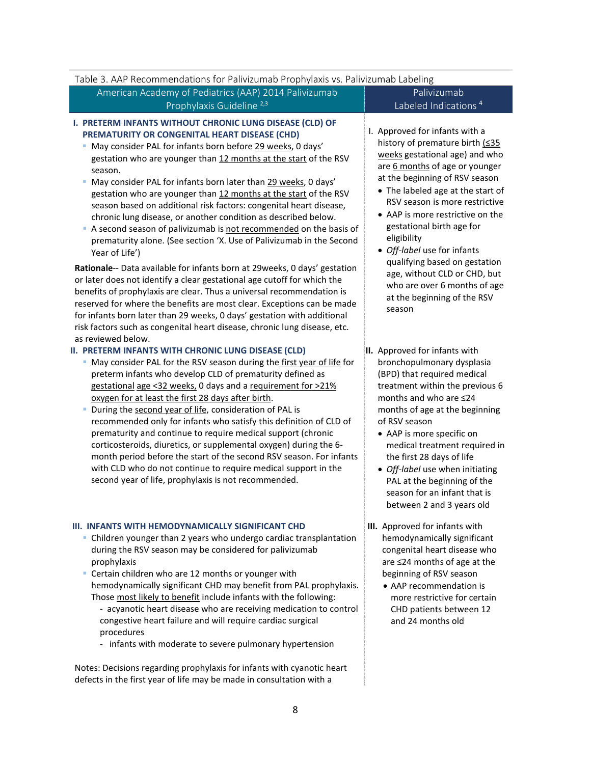Table 3. AAP Recommendations for Palivizumab Prophylaxis vs. Palivizumab Labeling

| American Academy of Pediatrics (AAP) 2014 Palivizumab Prophylaxis Guideline [2,3] | Palivizumab Labeled Indications [4] |
|---|---|
| **I. PRETERM INFANTS WITHOUT CHRONIC LUNG DISEASE (CLD) OF PREMATURITY OR CONGENITAL HEART DISEASE (CHD)**<br>▪ May consider PAL for infants born before 29 weeks, 0 days' gestation who are younger than 12 months at the start of the RSV season.<br>▪ May consider PAL for infants born later than 29 weeks, 0 days' gestation who are younger than 12 months at the start of the RSV season based on additional risk factors: congenital heart disease, chronic lung disease, or another condition as described below.<br>▪ A second season of palivizumab is not recommended on the basis of prematurity alone. (See section 'X. Use of Palivizumab in the Second Year of Life')<br><br>**Rationale**-- Data available for infants born at 29weeks, 0 days' gestation or later does not identify a clear gestational age cutoff for which the benefits of prophylaxis are clear. Thus a universal recommendation is reserved for where the benefits are most clear. Exceptions can be made for infants born later than 29 weeks, 0 days' gestation with additional risk factors such as congenital heart disease, chronic lung disease, etc. as reviewed below. | I. Approved for infants with a history of premature birth (≤35 weeks gestational age) and who are 6 months of age or younger at the beginning of RSV season<br>• The labeled age at the start of RSV season is more restrictive<br>• AAP is more restrictive on the gestational birth age for eligibility<br>• *Off-label* use for infants qualifying based on gestation age, without CLD or CHD, but who are over 6 months of age at the beginning of the RSV season |
| **II. PRETERM INFANTS WITH CHRONIC LUNG DISEASE (CLD)**<br>▪ May consider PAL for the RSV season during the first year of life for preterm infants who develop CLD of prematurity defined as gestational age <32 weeks, 0 days and a requirement for >21% oxygen for at least the first 28 days after birth.<br>▪ During the second year of life, consideration of PAL is recommended only for infants who satisfy this definition of CLD of prematurity and continue to require medical support (chronic corticosteroids, diuretics, or supplemental oxygen) during the 6-month period before the start of the second RSV season. For infants with CLD who do not continue to require medical support in the second year of life, prophylaxis is not recommended. | **II.** Approved for infants with bronchopulmonary dysplasia (BPD) that required medical treatment within the previous 6 months and who are ≤24 months of age at the beginning of RSV season<br>• AAP is more specific on medical treatment required in the first 28 days of life<br>• *Off-label* use when initiating PAL at the beginning of the season for an infant that is between 2 and 3 years old |
| **III. INFANTS WITH HEMODYNAMICALLY SIGNIFICANT CHD**<br>▪ Children younger than 2 years who undergo cardiac transplantation during the RSV season may be considered for palivizumab prophylaxis<br>▪ Certain children who are 12 months or younger with hemodynamically significant CHD may benefit from PAL prophylaxis. Those most likely to benefit include infants with the following:<br>- acyanotic heart disease who are receiving medication to control congestive heart failure and will require cardiac surgical procedures<br>- infants with moderate to severe pulmonary hypertension<br><br>Notes: Decisions regarding prophylaxis for infants with cyanotic heart defects in the first year of life may be made in consultation with a | **III.** Approved for infants with hemodynamically significant congenital heart disease who are ≤24 months of age at the beginning of RSV season<br>• AAP recommendation is more restrictive for certain CHD patients between 12 and 24 months old |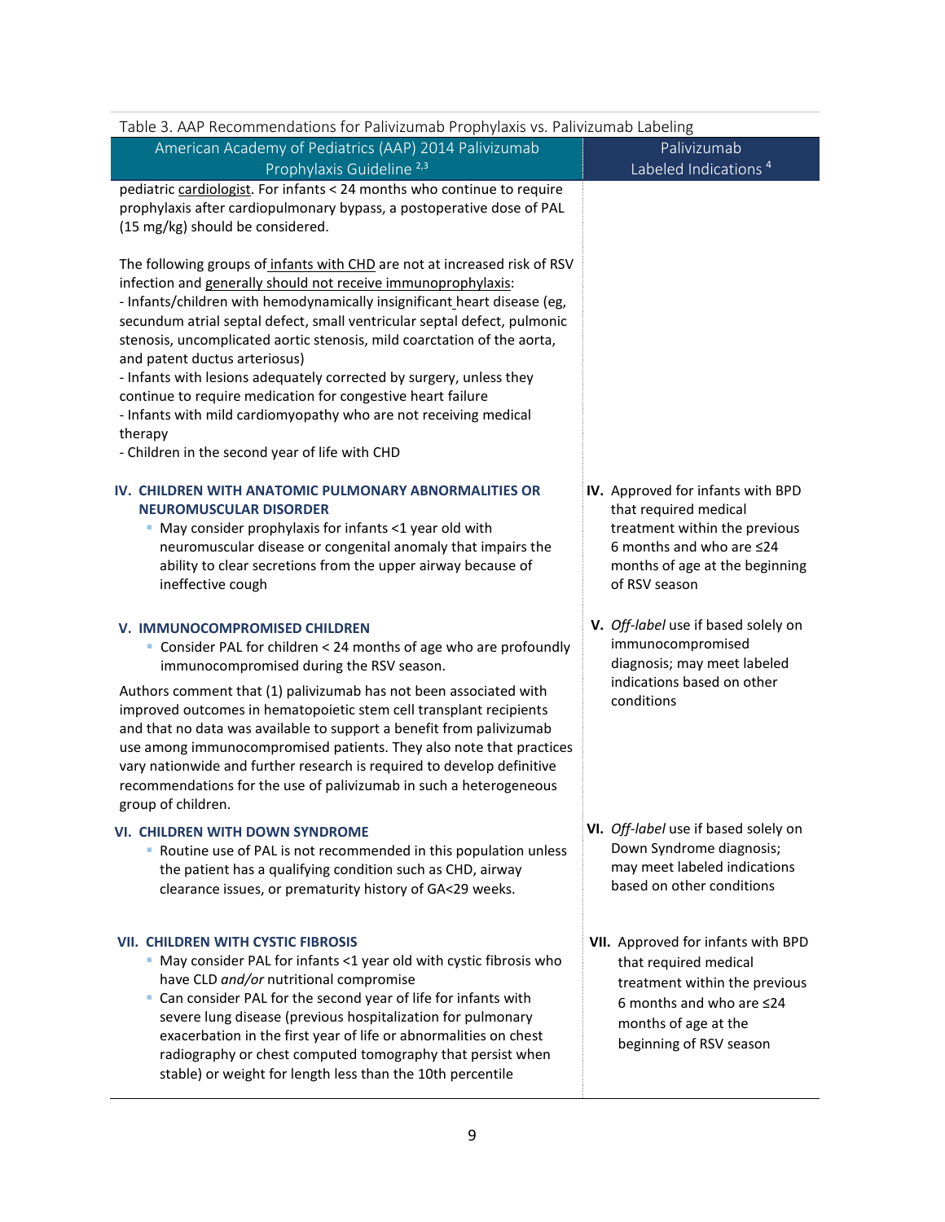Table 3. AAP Recommendations for Palivizumab Prophylaxis vs. Palivizumab Labeling

| American Academy of Pediatrics (AAP) 2014 Palivizumab Prophylaxis Guideline [2,3] | Palivizumab Labeled Indications [4] |
|---|---|
| pediatric cardiologist. For infants < 24 months who continue to require prophylaxis after cardiopulmonary bypass, a postoperative dose of PAL (15 mg/kg) should be considered.<br><br>The following groups of infants with CHD are not at increased risk of RSV infection and generally should not receive immunoprophylaxis:<br>- Infants/children with hemodynamically insignificant heart disease (eg, secundum atrial septal defect, small ventricular septal defect, pulmonic stenosis, uncomplicated aortic stenosis, mild coarctation of the aorta, and patent ductus arteriosus)<br>- Infants with lesions adequately corrected by surgery, unless they continue to require medication for congestive heart failure<br>- Infants with mild cardiomyopathy who are not receiving medical therapy<br>- Children in the second year of life with CHD | |
| **IV. CHILDREN WITH ANATOMIC PULMONARY ABNORMALITIES OR NEUROMUSCULAR DISORDER**<br>- May consider prophylaxis for infants <1 year old with neuromuscular disease or congenital anomaly that impairs the ability to clear secretions from the upper airway because of ineffective cough | **IV.** Approved for infants with BPD that required medical treatment within the previous 6 months and who are ≤24 months of age at the beginning of RSV season |
| **V. IMMUNOCOMPROMISED CHILDREN**<br>- Consider PAL for children < 24 months of age who are profoundly immunocompromised during the RSV season.<br><br>Authors comment that (1) palivizumab has not been associated with improved outcomes in hematopoietic stem cell transplant recipients and that no data was available to support a benefit from palivizumab use among immunocompromised patients. They also note that practices vary nationwide and further research is required to develop definitive recommendations for the use of palivizumab in such a heterogeneous group of children. | **V.** *Off-label* use if based solely on immunocompromised diagnosis; may meet labeled indications based on other conditions |
| **VI. CHILDREN WITH DOWN SYNDROME**<br>- Routine use of PAL is not recommended in this population unless the patient has a qualifying condition such as CHD, airway clearance issues, or prematurity history of GA<29 weeks. | **VI.** *Off-label* use if based solely on Down Syndrome diagnosis; may meet labeled indications based on other conditions |
| **VII. CHILDREN WITH CYSTIC FIBROSIS**<br>- May consider PAL for infants <1 year old with cystic fibrosis who have CLD *and/or* nutritional compromise<br>- Can consider PAL for the second year of life for infants with severe lung disease (previous hospitalization for pulmonary exacerbation in the first year of life or abnormalities on chest radiography or chest computed tomography that persist when stable) or weight for length less than the 10th percentile | **VII.** Approved for infants with BPD that required medical treatment within the previous 6 months and who are ≤24 months of age at the beginning of RSV season |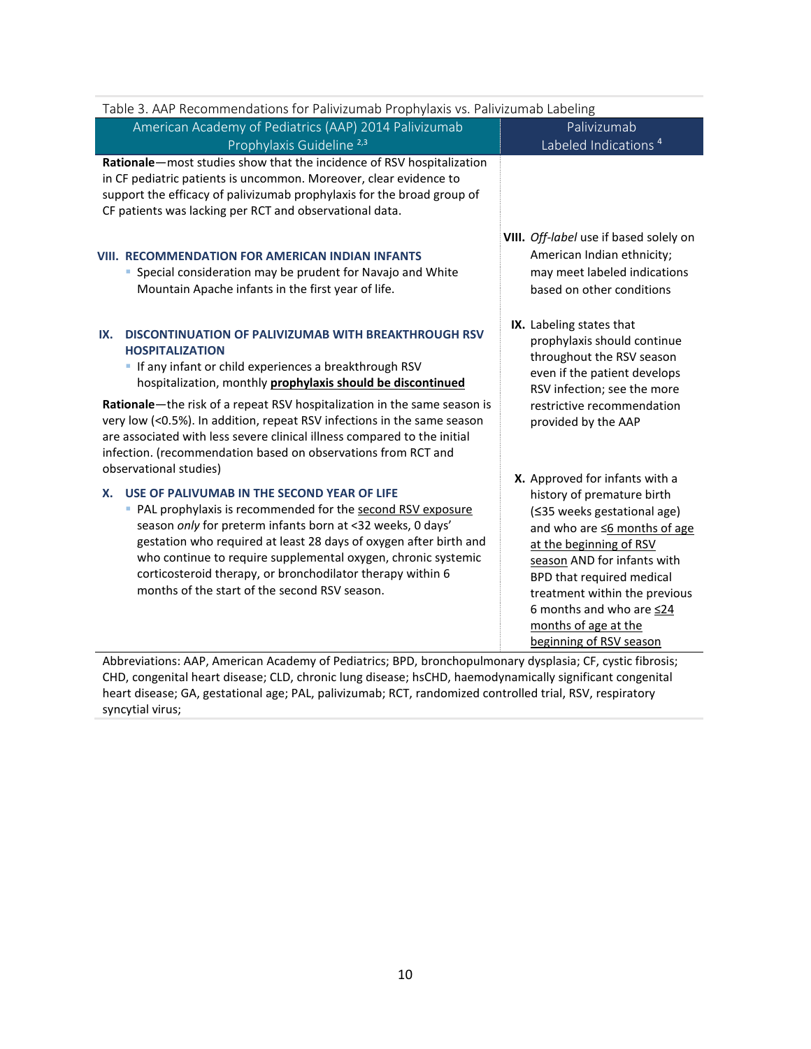Table 3. AAP Recommendations for Palivizumab Prophylaxis vs. Palivizumab Labeling

| American Academy of Pediatrics (AAP) 2014 Palivizumab Prophylaxis Guideline [2,3] | Palivizumab Labeled Indications [4] |
|---|---|
| **Rationale**—most studies show that the incidence of RSV hospitalization in CF pediatric patients is uncommon. Moreover, clear evidence to support the efficacy of palivizumab prophylaxis for the broad group of CF patients was lacking per RCT and observational data. | |
| **VIII. RECOMMENDATION FOR AMERICAN INDIAN INFANTS**<br>▪ Special consideration may be prudent for Navajo and White Mountain Apache infants in the first year of life. | **VIII.** *Off-label* use if based solely on American Indian ethnicity; may meet labeled indications based on other conditions |
| **IX. DISCONTINUATION OF PALIVIZUMAB WITH BREAKTHROUGH RSV HOSPITALIZATION**<br>▪ If any infant or child experiences a breakthrough RSV hospitalization, monthly **prophylaxis should be discontinued**<br>**Rationale**—the risk of a repeat RSV hospitalization in the same season is very low (<0.5%). In addition, repeat RSV infections in the same season are associated with less severe clinical illness compared to the initial infection. (recommendation based on observations from RCT and observational studies) | **IX.** Labeling states that prophylaxis should continue throughout the RSV season even if the patient develops RSV infection; see the more restrictive recommendation provided by the AAP |
| **X. USE OF PALIVUMAB IN THE SECOND YEAR OF LIFE**<br>▪ PAL prophylaxis is recommended for the second RSV exposure season *only* for preterm infants born at <32 weeks, 0 days' gestation who required at least 28 days of oxygen after birth and who continue to require supplemental oxygen, chronic systemic corticosteroid therapy, or bronchodilator therapy within 6 months of the start of the second RSV season. | **X.** Approved for infants with a history of premature birth (≤35 weeks gestational age) and who are ≤6 months of age at the beginning of RSV season AND for infants with BPD that required medical treatment within the previous 6 months and who are ≤24 months of age at the beginning of RSV season |

Abbreviations: AAP, American Academy of Pediatrics; BPD, bronchopulmonary dysplasia; CF, cystic fibrosis; CHD, congenital heart disease; CLD, chronic lung disease; hsCHD, haemodynamically significant congenital heart disease; GA, gestational age; PAL, palivizumab; RCT, randomized controlled trial, RSV, respiratory syncytial virus;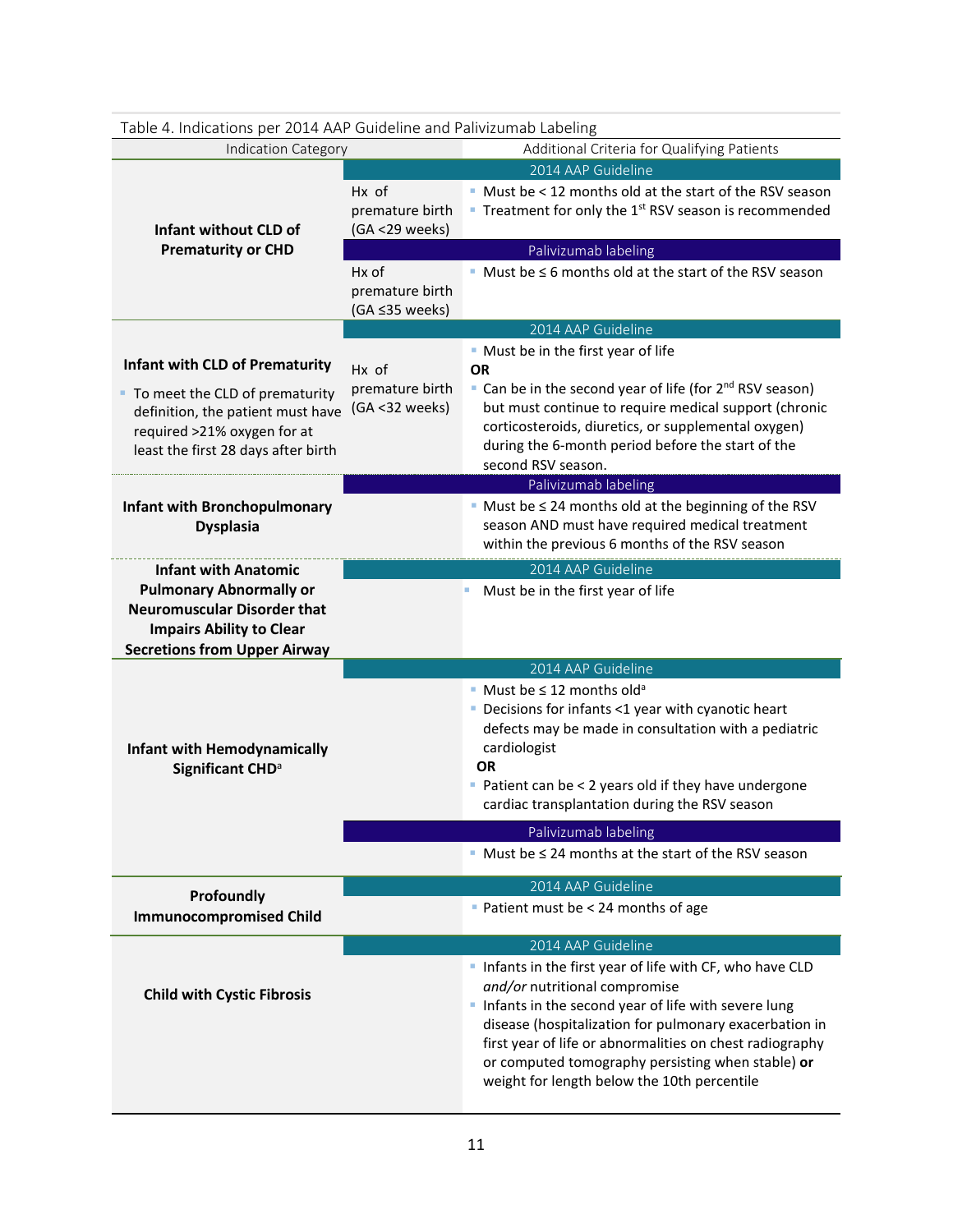Table 4. Indications per 2014 AAP Guideline and Palivizumab Labeling

| Indication Category | | Additional Criteria for Qualifying Patients |
|---|---|---|
| **Infant without CLD of Prematurity or CHD** | | **2014 AAP Guideline** |
| | Hx of premature birth (GA <29 weeks) | • Must be < 12 months old at the start of the RSV season<br>• Treatment for only the 1st RSV season is recommended |
| | | **Palivizumab labeling** |
| | Hx of premature birth (GA ≤35 weeks) | • Must be ≤ 6 months old at the start of the RSV season |
| **Infant with CLD of Prematurity**<br>• To meet the CLD of prematurity definition, the patient must have required >21% oxygen for at least the first 28 days after birth | | **2014 AAP Guideline** |
| | Hx of premature birth (GA <32 weeks) | • Must be in the first year of life<br>**OR**<br>• Can be in the second year of life (for 2nd RSV season) but must continue to require medical support (chronic corticosteroids, diuretics, or supplemental oxygen) during the 6-month period before the start of the second RSV season. |
| **Infant with Bronchopulmonary Dysplasia** | | **Palivizumab labeling** |
| | | • Must be ≤ 24 months old at the beginning of the RSV season AND must have required medical treatment within the previous 6 months of the RSV season |
| **Infant with Anatomic Pulmonary Abnormally or Neuromuscular Disorder that Impairs Ability to Clear Secretions from Upper Airway** | | **2014 AAP Guideline** |
| | | • Must be in the first year of life |
| **Infant with Hemodynamically Significant CHD**[a] | | **2014 AAP Guideline** |
| | | • Must be ≤ 12 months old[a]<br>• Decisions for infants <1 year with cyanotic heart defects may be made in consultation with a pediatric cardiologist<br>**OR**<br>• Patient can be < 2 years old if they have undergone cardiac transplantation during the RSV season |
| | | **Palivizumab labeling** |
| | | • Must be ≤ 24 months at the start of the RSV season |
| **Profoundly Immunocompromised Child** | | **2014 AAP Guideline** |
| | | • Patient must be < 24 months of age |
| **Child with Cystic Fibrosis** | | **2014 AAP Guideline** |
| | | • Infants in the first year of life with CF, who have CLD *and/or* nutritional compromise<br>• Infants in the second year of life with severe lung disease (hospitalization for pulmonary exacerbation in first year of life or abnormalities on chest radiography or computed tomography persisting when stable) **or** weight for length below the 10th percentile |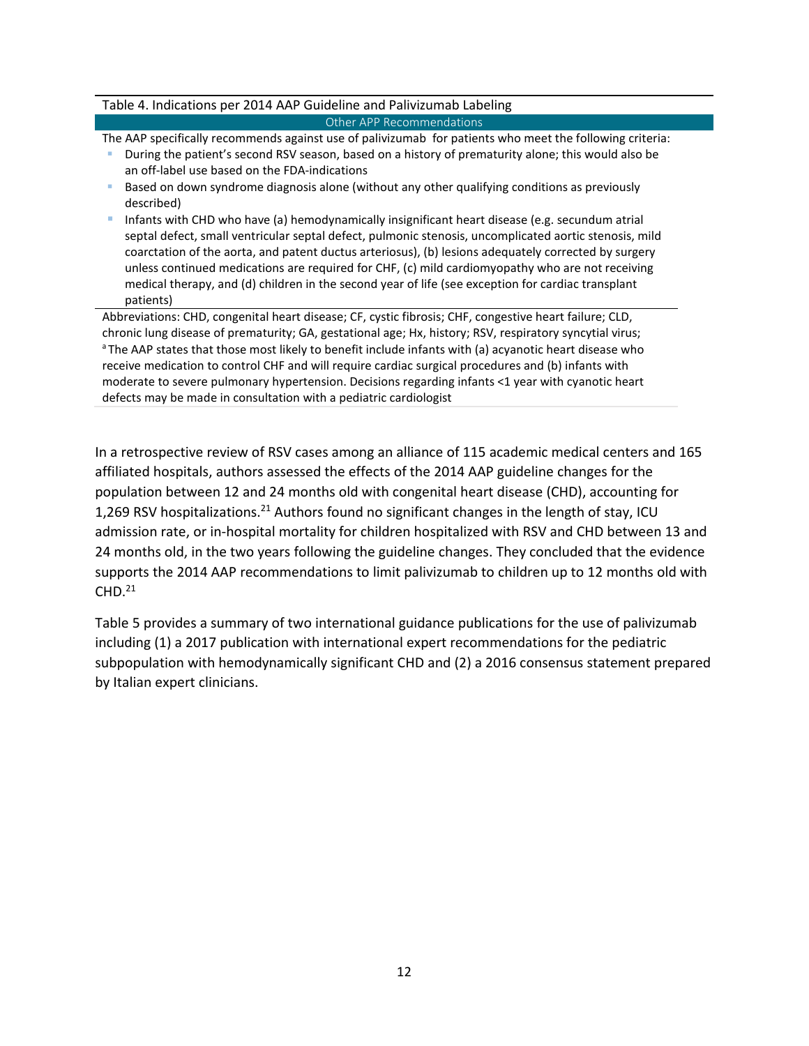| Table 4. Indications per 2014 AAP Guideline and Palivizumab Labeling |
|---|
| Other APP Recommendations |
| The AAP specifically recommends against use of palivizumab for patients who meet the following criteria:<br>▪ During the patient's second RSV season, based on a history of prematurity alone; this would also be an off-label use based on the FDA-indications<br>▪ Based on down syndrome diagnosis alone (without any other qualifying conditions as previously described)<br>▪ Infants with CHD who have (a) hemodynamically insignificant heart disease (e.g. secundum atrial septal defect, small ventricular septal defect, pulmonic stenosis, uncomplicated aortic stenosis, mild coarctation of the aorta, and patent ductus arteriosus), (b) lesions adequately corrected by surgery unless continued medications are required for CHF, (c) mild cardiomyopathy who are not receiving medical therapy, and (d) children in the second year of life (see exception for cardiac transplant patients) |

Abbreviations: CHD, congenital heart disease; CF, cystic fibrosis; CHF, congestive heart failure; CLD, chronic lung disease of prematurity; GA, gestational age; Hx, history; RSV, respiratory syncytial virus;
[a] The AAP states that those most likely to benefit include infants with (a) acyanotic heart disease who receive medication to control CHF and will require cardiac surgical procedures and (b) infants with moderate to severe pulmonary hypertension. Decisions regarding infants <1 year with cyanotic heart defects may be made in consultation with a pediatric cardiologist

In a retrospective review of RSV cases among an alliance of 115 academic medical centers and 165 affiliated hospitals, authors assessed the effects of the 2014 AAP guideline changes for the population between 12 and 24 months old with congenital heart disease (CHD), accounting for 1,269 RSV hospitalizations.[21] Authors found no significant changes in the length of stay, ICU admission rate, or in-hospital mortality for children hospitalized with RSV and CHD between 13 and 24 months old, in the two years following the guideline changes. They concluded that the evidence supports the 2014 AAP recommendations to limit palivizumab to children up to 12 months old with CHD.[21]

Table 5 provides a summary of two international guidance publications for the use of palivizumab including (1) a 2017 publication with international expert recommendations for the pediatric subpopulation with hemodynamically significant CHD and (2) a 2016 consensus statement prepared by Italian expert clinicians.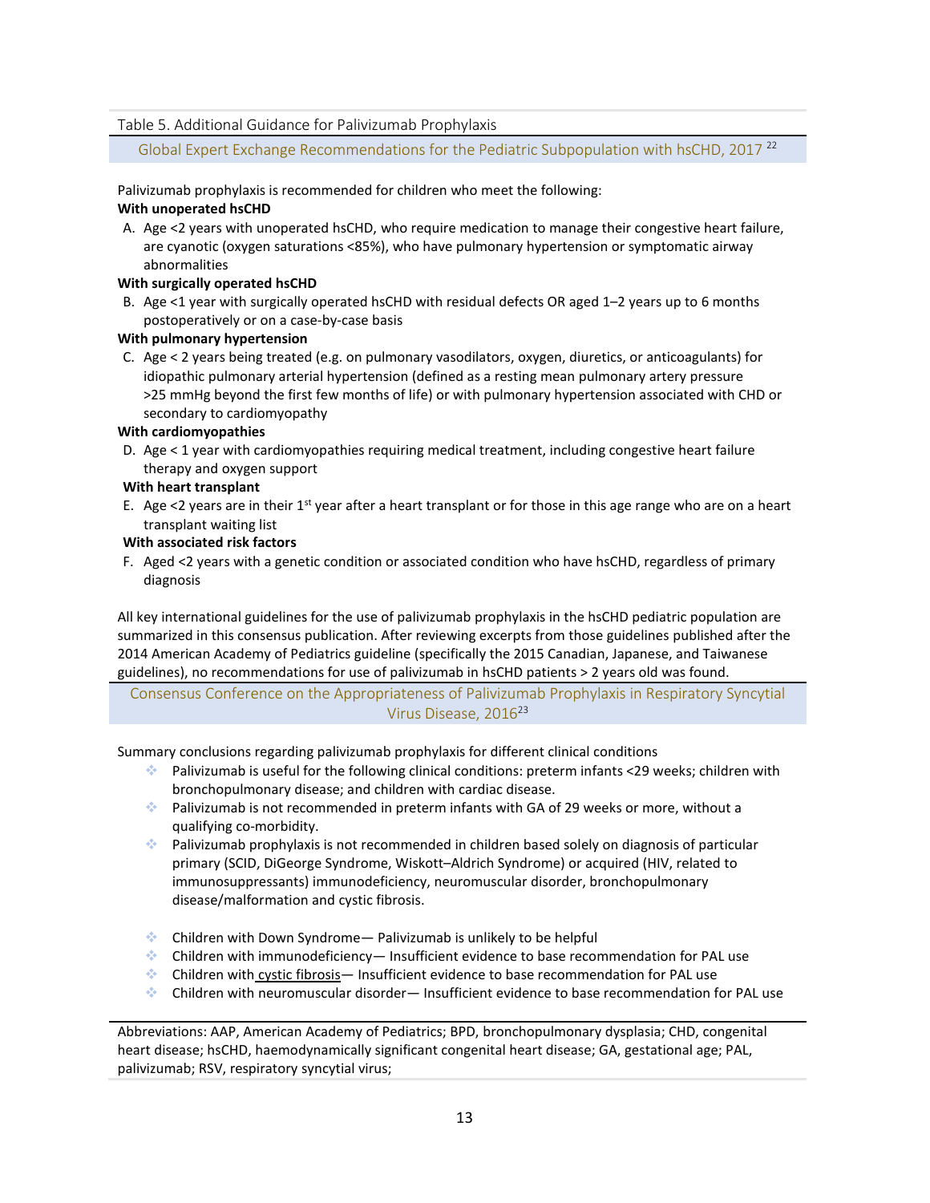Table 5. Additional Guidance for Palivizumab Prophylaxis

### Global Expert Exchange Recommendations for the Pediatric Subpopulation with hsCHD, 2017 [22]

Palivizumab prophylaxis is recommended for children who meet the following:

**With unoperated hsCHD**

A. Age <2 years with unoperated hsCHD, who require medication to manage their congestive heart failure, are cyanotic (oxygen saturations <85%), who have pulmonary hypertension or symptomatic airway abnormalities

**With surgically operated hsCHD**

B. Age <1 year with surgically operated hsCHD with residual defects OR aged 1–2 years up to 6 months postoperatively or on a case-by-case basis

**With pulmonary hypertension**

C. Age < 2 years being treated (e.g. on pulmonary vasodilators, oxygen, diuretics, or anticoagulants) for idiopathic pulmonary arterial hypertension (defined as a resting mean pulmonary artery pressure >25 mmHg beyond the first few months of life) or with pulmonary hypertension associated with CHD or secondary to cardiomyopathy

**With cardiomyopathies**

D. Age < 1 year with cardiomyopathies requiring medical treatment, including congestive heart failure therapy and oxygen support

**With heart transplant**

E. Age <2 years are in their 1st year after a heart transplant or for those in this age range who are on a heart transplant waiting list

**With associated risk factors**

F. Aged <2 years with a genetic condition or associated condition who have hsCHD, regardless of primary diagnosis

All key international guidelines for the use of palivizumab prophylaxis in the hsCHD pediatric population are summarized in this consensus publication. After reviewing excerpts from those guidelines published after the 2014 American Academy of Pediatrics guideline (specifically the 2015 Canadian, Japanese, and Taiwanese guidelines), no recommendations for use of palivizumab in hsCHD patients > 2 years old was found.

### Consensus Conference on the Appropriateness of Palivizumab Prophylaxis in Respiratory Syncytial Virus Disease, 2016[23]

Summary conclusions regarding palivizumab prophylaxis for different clinical conditions

- Palivizumab is useful for the following clinical conditions: preterm infants <29 weeks; children with bronchopulmonary disease; and children with cardiac disease.
- Palivizumab is not recommended in preterm infants with GA of 29 weeks or more, without a qualifying co-morbidity.
- Palivizumab prophylaxis is not recommended in children based solely on diagnosis of particular primary (SCID, DiGeorge Syndrome, Wiskott–Aldrich Syndrome) or acquired (HIV, related to immunosuppressants) immunodeficiency, neuromuscular disorder, bronchopulmonary disease/malformation and cystic fibrosis.

- Children with Down Syndrome— Palivizumab is unlikely to be helpful
- Children with immunodeficiency— Insufficient evidence to base recommendation for PAL use
- Children with cystic fibrosis— Insufficient evidence to base recommendation for PAL use
- Children with neuromuscular disorder— Insufficient evidence to base recommendation for PAL use

Abbreviations: AAP, American Academy of Pediatrics; BPD, bronchopulmonary dysplasia; CHD, congenital heart disease; hsCHD, haemodynamically significant congenital heart disease; GA, gestational age; PAL, palivizumab; RSV, respiratory syncytial virus;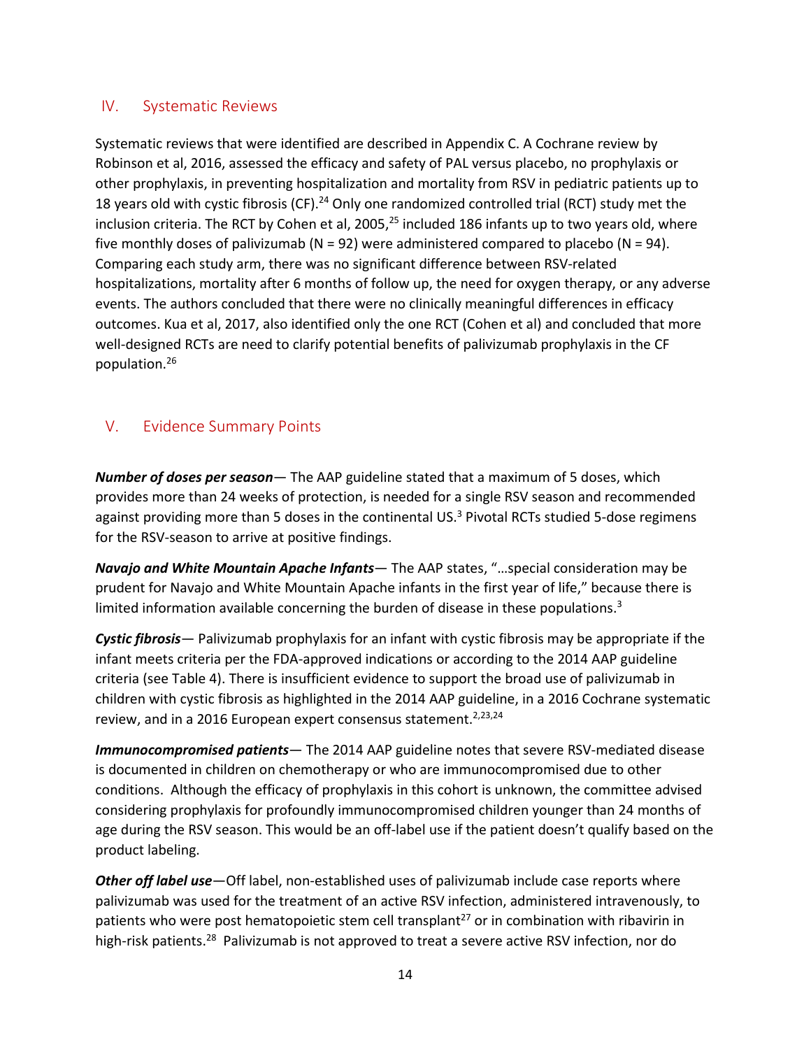## IV. Systematic Reviews

Systematic reviews that were identified are described in Appendix C. A Cochrane review by Robinson et al, 2016, assessed the efficacy and safety of PAL versus placebo, no prophylaxis or other prophylaxis, in preventing hospitalization and mortality from RSV in pediatric patients up to 18 years old with cystic fibrosis (CF).[24] Only one randomized controlled trial (RCT) study met the inclusion criteria. The RCT by Cohen et al, 2005,[25] included 186 infants up to two years old, where five monthly doses of palivizumab (N = 92) were administered compared to placebo (N = 94). Comparing each study arm, there was no significant difference between RSV-related hospitalizations, mortality after 6 months of follow up, the need for oxygen therapy, or any adverse events. The authors concluded that there were no clinically meaningful differences in efficacy outcomes. Kua et al, 2017, also identified only the one RCT (Cohen et al) and concluded that more well-designed RCTs are need to clarify potential benefits of palivizumab prophylaxis in the CF population.[26]

## V. Evidence Summary Points

***Number of doses per season***— The AAP guideline stated that a maximum of 5 doses, which provides more than 24 weeks of protection, is needed for a single RSV season and recommended against providing more than 5 doses in the continental US.[3] Pivotal RCTs studied 5-dose regimens for the RSV-season to arrive at positive findings.

***Navajo and White Mountain Apache Infants***— The AAP states, "…special consideration may be prudent for Navajo and White Mountain Apache infants in the first year of life," because there is limited information available concerning the burden of disease in these populations.[3]

***Cystic fibrosis***— Palivizumab prophylaxis for an infant with cystic fibrosis may be appropriate if the infant meets criteria per the FDA-approved indications or according to the 2014 AAP guideline criteria (see Table 4). There is insufficient evidence to support the broad use of palivizumab in children with cystic fibrosis as highlighted in the 2014 AAP guideline, in a 2016 Cochrane systematic review, and in a 2016 European expert consensus statement.[2,23,24]

***Immunocompromised patients***— The 2014 AAP guideline notes that severe RSV-mediated disease is documented in children on chemotherapy or who are immunocompromised due to other conditions. Although the efficacy of prophylaxis in this cohort is unknown, the committee advised considering prophylaxis for profoundly immunocompromised children younger than 24 months of age during the RSV season. This would be an off-label use if the patient doesn't qualify based on the product labeling.

***Other off label use***—Off label, non-established uses of palivizumab include case reports where palivizumab was used for the treatment of an active RSV infection, administered intravenously, to patients who were post hematopoietic stem cell transplant[27] or in combination with ribavirin in high-risk patients.[28] Palivizumab is not approved to treat a severe active RSV infection, nor do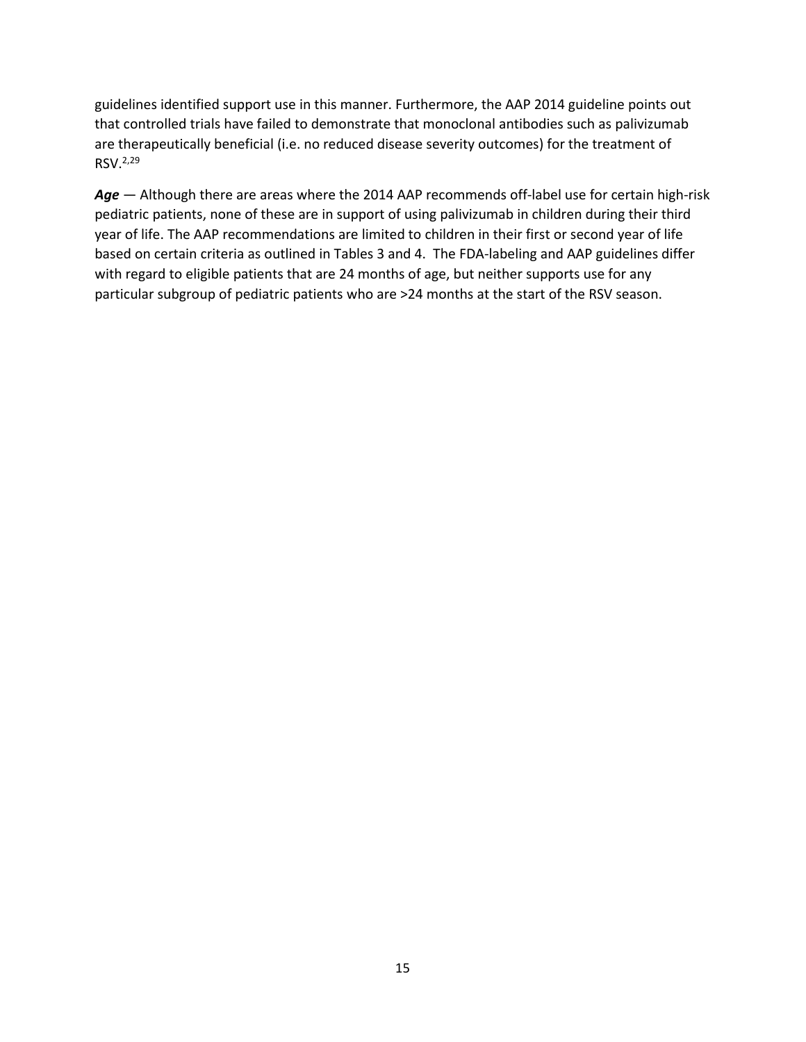guidelines identified support use in this manner. Furthermore, the AAP 2014 guideline points out that controlled trials have failed to demonstrate that monoclonal antibodies such as palivizumab are therapeutically beneficial (i.e. no reduced disease severity outcomes) for the treatment of RSV.[2,29]

***Age*** — Although there are areas where the 2014 AAP recommends off-label use for certain high-risk pediatric patients, none of these are in support of using palivizumab in children during their third year of life. The AAP recommendations are limited to children in their first or second year of life based on certain criteria as outlined in Tables 3 and 4. The FDA-labeling and AAP guidelines differ with regard to eligible patients that are 24 months of age, but neither supports use for any particular subgroup of pediatric patients who are >24 months at the start of the RSV season.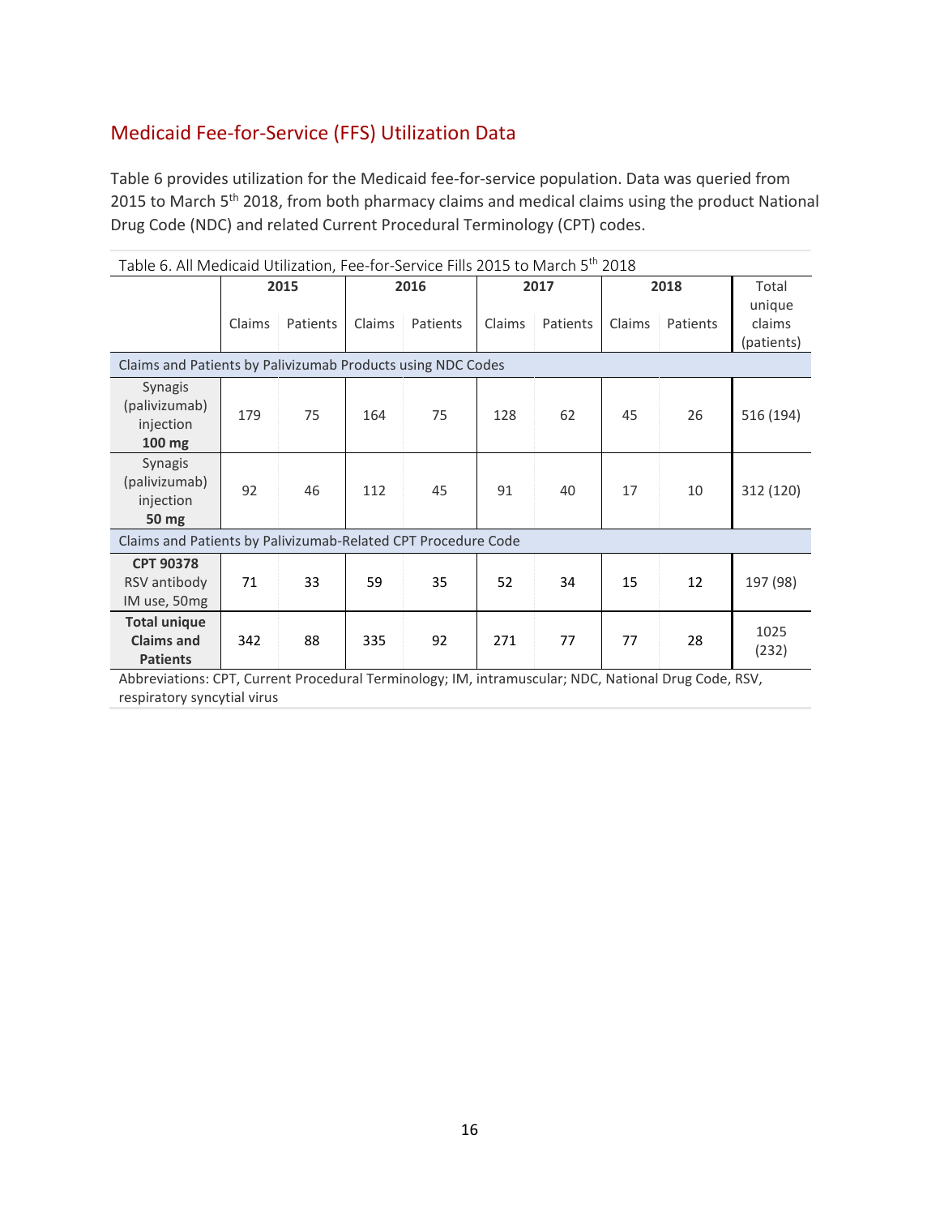## Medicaid Fee-for-Service (FFS) Utilization Data

Table 6 provides utilization for the Medicaid fee-for-service population. Data was queried from 2015 to March 5th 2018, from both pharmacy claims and medical claims using the product National Drug Code (NDC) and related Current Procedural Terminology (CPT) codes.

Table 6. All Medicaid Utilization, Fee-for-Service Fills 2015 to March 5th 2018

| | 2015 | | 2016 | | 2017 | | 2018 | | Total unique claims (patients) |
|---|---|---|---|---|---|---|---|---|---|
| | Claims | Patients | Claims | Patients | Claims | Patients | Claims | Patients | |
| **Claims and Patients by Palivizumab Products using NDC Codes** | | | | | | | | | |
| Synagis (palivizumab) injection **100 mg** | 179 | 75 | 164 | 75 | 128 | 62 | 45 | 26 | 516 (194) |
| Synagis (palivizumab) injection **50 mg** | 92 | 46 | 112 | 45 | 91 | 40 | 17 | 10 | 312 (120) |
| **Claims and Patients by Palivizumab-Related CPT Procedure Code** | | | | | | | | | |
| **CPT 90378** RSV antibody IM use, 50mg | 71 | 33 | 59 | 35 | 52 | 34 | 15 | 12 | 197 (98) |
| **Total unique Claims and Patients** | 342 | 88 | 335 | 92 | 271 | 77 | 77 | 28 | 1025 (232) |

Abbreviations: CPT, Current Procedural Terminology; IM, intramuscular; NDC, National Drug Code, RSV, respiratory syncytial virus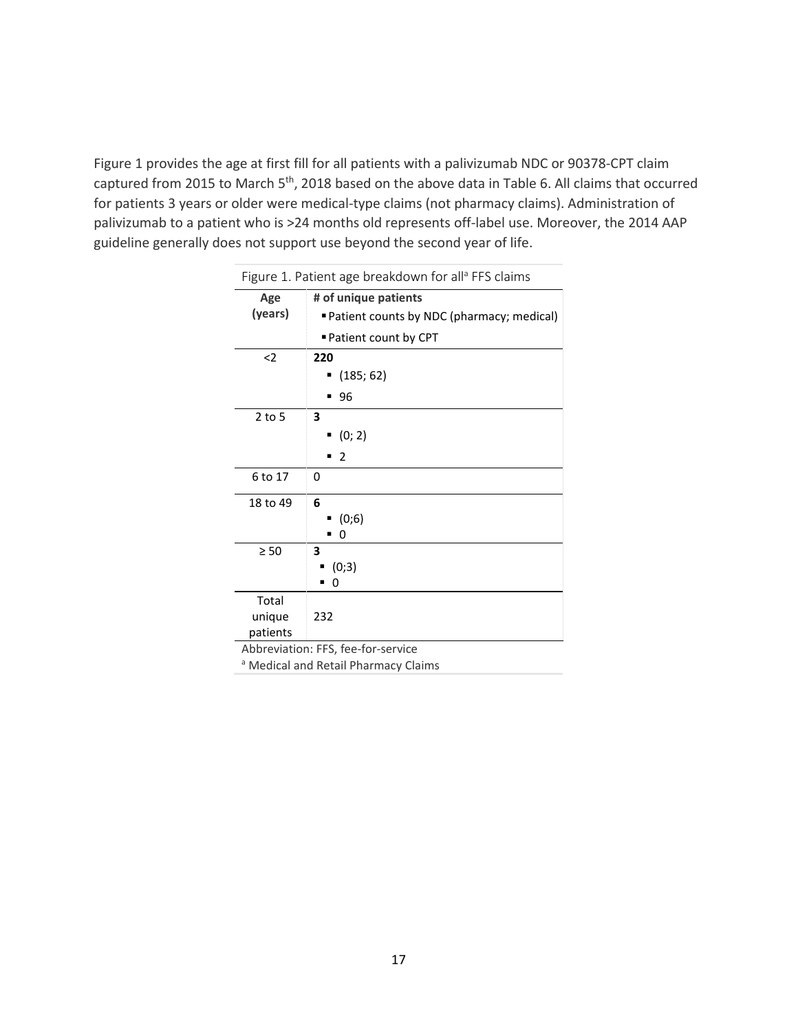Figure 1 provides the age at first fill for all patients with a palivizumab NDC or 90378-CPT claim captured from 2015 to March 5th, 2018 based on the above data in Table 6. All claims that occurred for patients 3 years or older were medical-type claims (not pharmacy claims). Administration of palivizumab to a patient who is >24 months old represents off-label use. Moreover, the 2014 AAP guideline generally does not support use beyond the second year of life.

Figure 1. Patient age breakdown for all[a] FFS claims

| Age (years) | # of unique patients<br>▪ Patient counts by NDC (pharmacy; medical)<br>▪ Patient count by CPT |
|---|---|
| <2 | **220**<br>▪ (185; 62)<br>▪ 96 |
| 2 to 5 | **3**<br>▪ (0; 2)<br>▪ 2 |
| 6 to 17 | 0 |
| 18 to 49 | **6**<br>▪ (0;6)<br>▪ 0 |
| ≥ 50 | **3**<br>▪ (0;3)<br>▪ 0 |
| Total unique patients | 232 |

Abbreviation: FFS, fee-for-service

[a] Medical and Retail Pharmacy Claims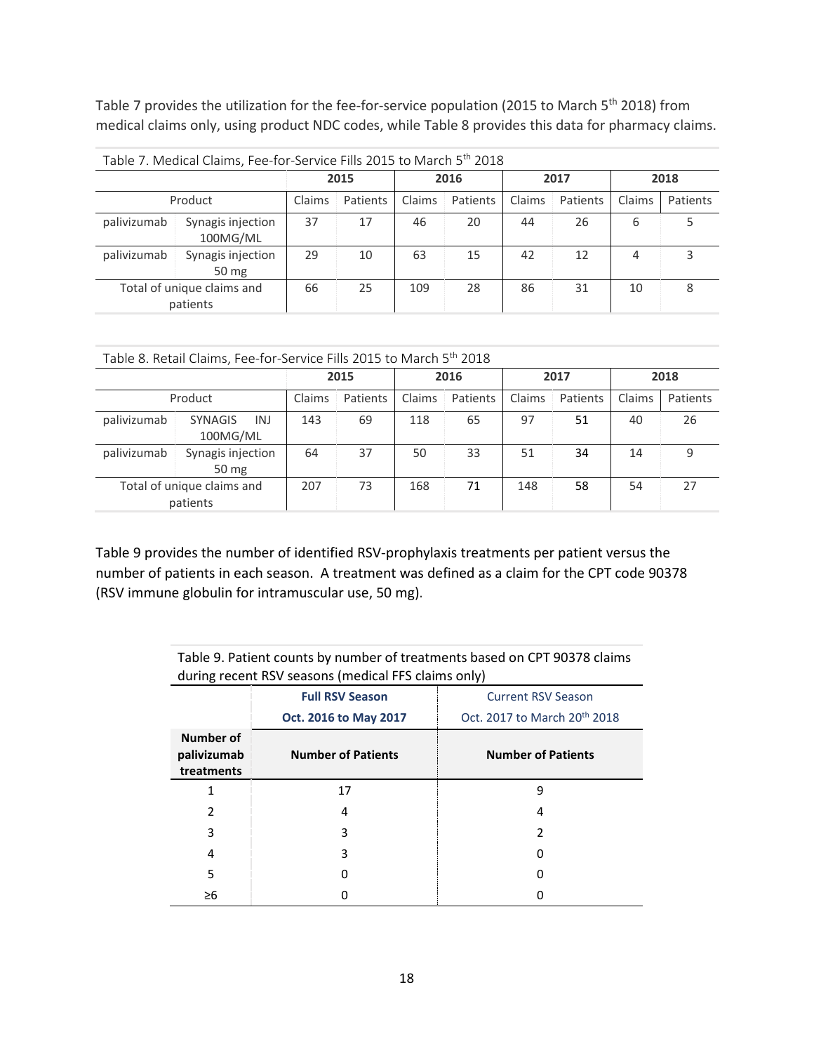Table 7 provides the utilization for the fee-for-service population (2015 to March 5th 2018) from medical claims only, using product NDC codes, while Table 8 provides this data for pharmacy claims.

Table 7. Medical Claims, Fee-for-Service Fills 2015 to March 5th 2018

| | | 2015 | | 2016 | | 2017 | | 2018 | |
|---|---|---|---|---|---|---|---|---|---|
| Product | | Claims | Patients | Claims | Patients | Claims | Patients | Claims | Patients |
| palivizumab | Synagis injection 100MG/ML | 37 | 17 | 46 | 20 | 44 | 26 | 6 | 5 |
| palivizumab | Synagis injection 50 mg | 29 | 10 | 63 | 15 | 42 | 12 | 4 | 3 |
| Total of unique claims and patients | | 66 | 25 | 109 | 28 | 86 | 31 | 10 | 8 |

Table 8. Retail Claims, Fee-for-Service Fills 2015 to March 5th 2018

| | | 2015 | | 2016 | | 2017 | | 2018 | |
|---|---|---|---|---|---|---|---|---|---|
| Product | | Claims | Patients | Claims | Patients | Claims | Patients | Claims | Patients |
| palivizumab | SYNAGIS INJ 100MG/ML | 143 | 69 | 118 | 65 | 97 | 51 | 40 | 26 |
| palivizumab | Synagis injection 50 mg | 64 | 37 | 50 | 33 | 51 | 34 | 14 | 9 |
| Total of unique claims and patients | | 207 | 73 | 168 | 71 | 148 | 58 | 54 | 27 |

Table 9 provides the number of identified RSV-prophylaxis treatments per patient versus the number of patients in each season. A treatment was defined as a claim for the CPT code 90378 (RSV immune globulin for intramuscular use, 50 mg).

Table 9. Patient counts by number of treatments based on CPT 90378 claims during recent RSV seasons (medical FFS claims only)

| | **Full RSV Season Oct. 2016 to May 2017** | Current RSV Season Oct. 2017 to March 20th 2018 |
|---|---|---|
| **Number of palivizumab treatments** | **Number of Patients** | **Number of Patients** |
| 1 | 17 | 9 |
| 2 | 4 | 4 |
| 3 | 3 | 2 |
| 4 | 3 | 0 |
| 5 | 0 | 0 |
| ≥6 | 0 | 0 |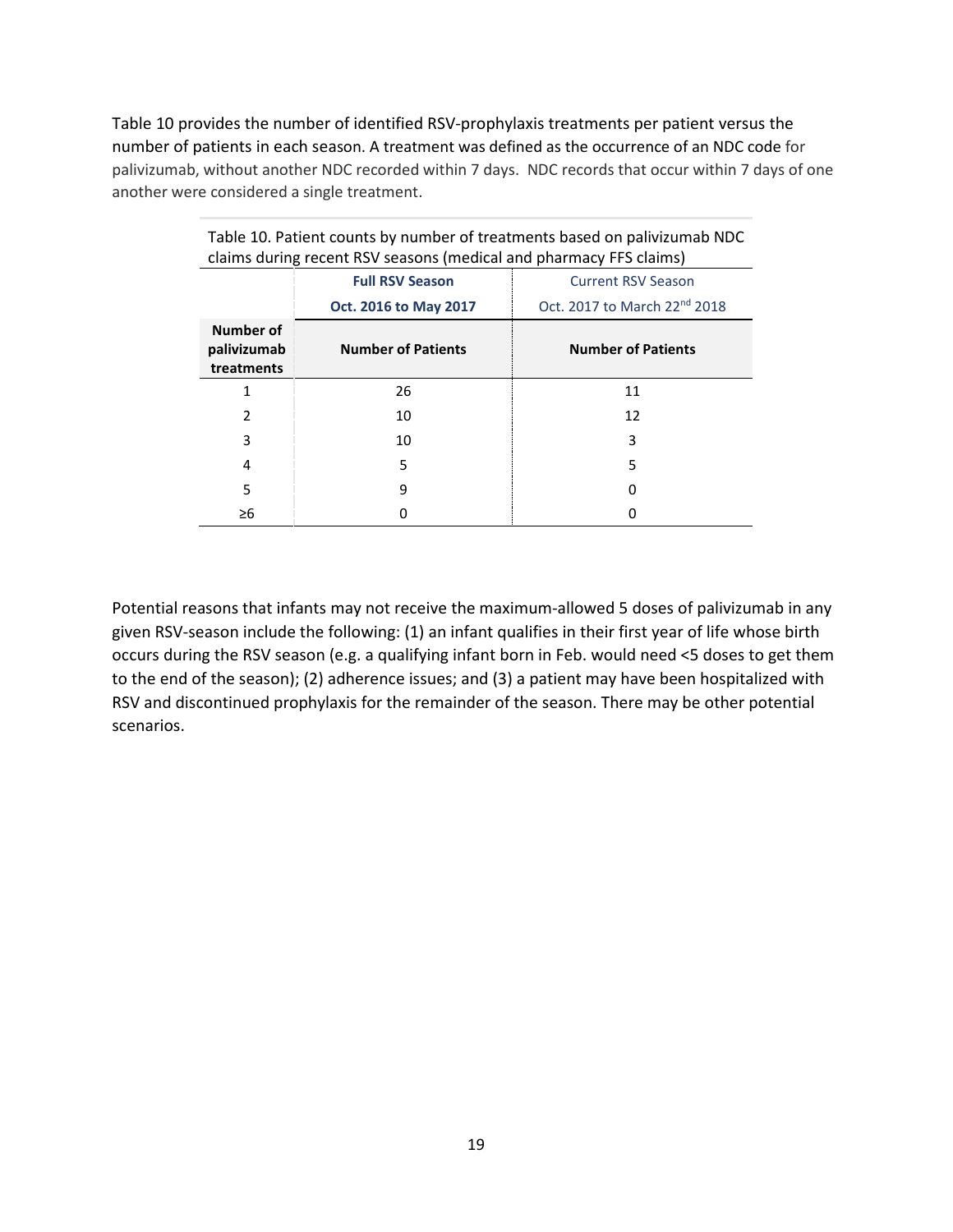Table 10 provides the number of identified RSV-prophylaxis treatments per patient versus the number of patients in each season. A treatment was defined as the occurrence of an NDC code for palivizumab, without another NDC recorded within 7 days. NDC records that occur within 7 days of one another were considered a single treatment.

Table 10. Patient counts by number of treatments based on palivizumab NDC claims during recent RSV seasons (medical and pharmacy FFS claims)

| | **Full RSV Season** | Current RSV Season |
|---|---|---|
| | **Oct. 2016 to May 2017** | Oct. 2017 to March 22nd 2018 |
| **Number of palivizumab treatments** | **Number of Patients** | **Number of Patients** |
| 1 | 26 | 11 |
| 2 | 10 | 12 |
| 3 | 10 | 3 |
| 4 | 5 | 5 |
| 5 | 9 | 0 |
| ≥6 | 0 | 0 |

Potential reasons that infants may not receive the maximum-allowed 5 doses of palivizumab in any given RSV-season include the following: (1) an infant qualifies in their first year of life whose birth occurs during the RSV season (e.g. a qualifying infant born in Feb. would need <5 doses to get them to the end of the season); (2) adherence issues; and (3) a patient may have been hospitalized with RSV and discontinued prophylaxis for the remainder of the season. There may be other potential scenarios.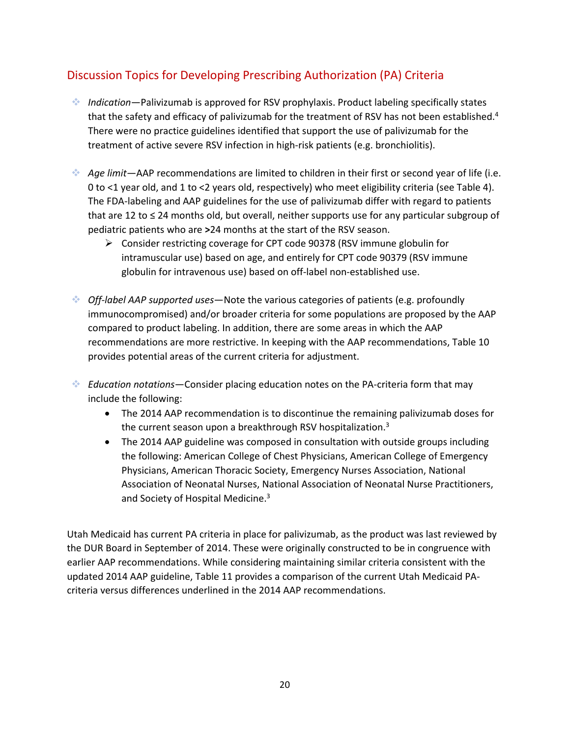## Discussion Topics for Developing Prescribing Authorization (PA) Criteria

- *Indication*—Palivizumab is approved for RSV prophylaxis. Product labeling specifically states that the safety and efficacy of palivizumab for the treatment of RSV has not been established.[4] There were no practice guidelines identified that support the use of palivizumab for the treatment of active severe RSV infection in high-risk patients (e.g. bronchiolitis).

- *Age limit*—AAP recommendations are limited to children in their first or second year of life (i.e. 0 to <1 year old, and 1 to <2 years old, respectively) who meet eligibility criteria (see Table 4). The FDA-labeling and AAP guidelines for the use of palivizumab differ with regard to patients that are 12 to ≤ 24 months old, but overall, neither supports use for any particular subgroup of pediatric patients who are **>**24 months at the start of the RSV season.
  - Consider restricting coverage for CPT code 90378 (RSV immune globulin for intramuscular use) based on age, and entirely for CPT code 90379 (RSV immune globulin for intravenous use) based on off-label non-established use.

- *Off-label AAP supported uses*—Note the various categories of patients (e.g. profoundly immunocompromised) and/or broader criteria for some populations are proposed by the AAP compared to product labeling. In addition, there are some areas in which the AAP recommendations are more restrictive. In keeping with the AAP recommendations, Table 10 provides potential areas of the current criteria for adjustment.

- *Education notations*—Consider placing education notes on the PA-criteria form that may include the following:
  - The 2014 AAP recommendation is to discontinue the remaining palivizumab doses for the current season upon a breakthrough RSV hospitalization.[3]
  - The 2014 AAP guideline was composed in consultation with outside groups including the following: American College of Chest Physicians, American College of Emergency Physicians, American Thoracic Society, Emergency Nurses Association, National Association of Neonatal Nurses, National Association of Neonatal Nurse Practitioners, and Society of Hospital Medicine.[3]

Utah Medicaid has current PA criteria in place for palivizumab, as the product was last reviewed by the DUR Board in September of 2014. These were originally constructed to be in congruence with earlier AAP recommendations. While considering maintaining similar criteria consistent with the updated 2014 AAP guideline, Table 11 provides a comparison of the current Utah Medicaid PA-criteria versus differences underlined in the 2014 AAP recommendations.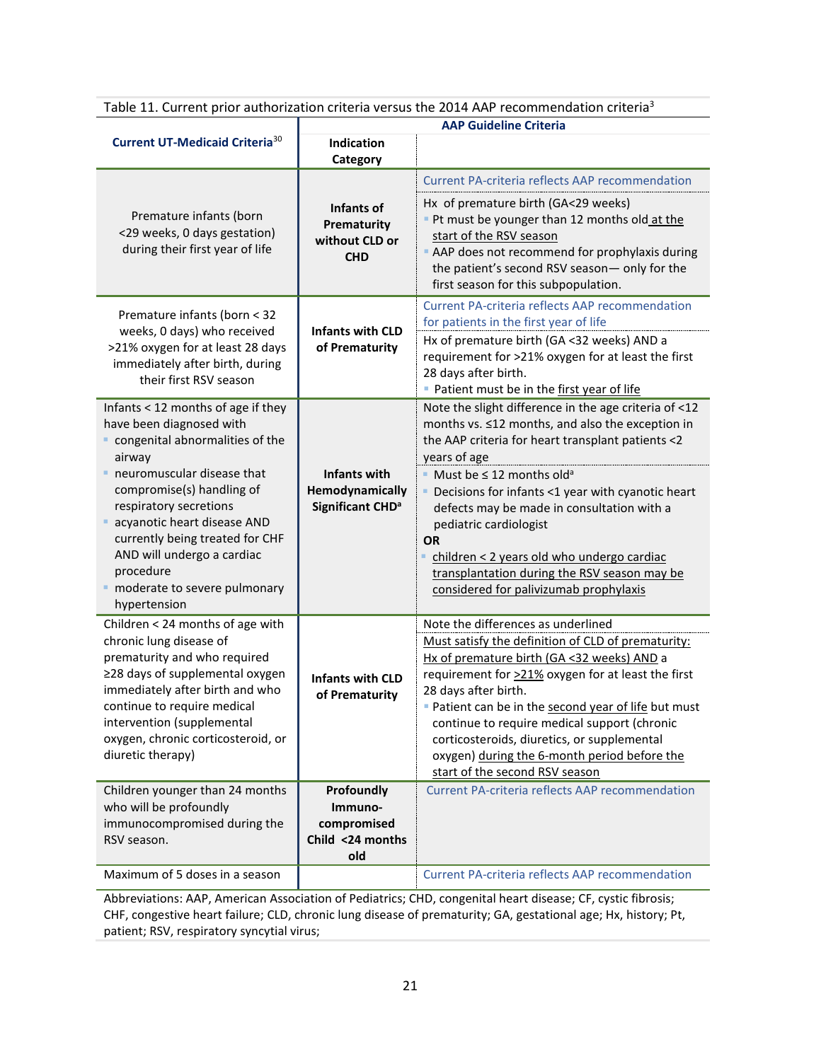Table 11. Current prior authorization criteria versus the 2014 AAP recommendation criteria[3]

| Current UT-Medicaid Criteria[30] | AAP Guideline Criteria: Indication Category | |
|---|---|---|
| Premature infants (born <29 weeks, 0 days gestation) during their first year of life | **Infants of Prematurity without CLD or CHD** | Current PA-criteria reflects AAP recommendation<br>Hx of premature birth (GA<29 weeks)<br>- Pt must be younger than 12 months old at the start of the RSV season<br>- AAP does not recommend for prophylaxis during the patient's second RSV season— only for the first season for this subpopulation. |
| Premature infants (born < 32 weeks, 0 days) who received >21% oxygen for at least 28 days immediately after birth, during their first RSV season | **Infants with CLD of Prematurity** | Current PA-criteria reflects AAP recommendation for patients in the first year of life<br>Hx of premature birth (GA <32 weeks) AND a requirement for >21% oxygen for at least the first 28 days after birth.<br>- Patient must be in the first year of life |
| Infants < 12 months of age if they have been diagnosed with<br>- congenital abnormalities of the airway<br>- neuromuscular disease that compromise(s) handling of respiratory secretions<br>- acyanotic heart disease AND currently being treated for CHF AND will undergo a cardiac procedure<br>- moderate to severe pulmonary hypertension | **Infants with Hemodynamically Significant CHD[a]** | Note the slight difference in the age criteria of <12 months vs. ≤12 months, and also the exception in the AAP criteria for heart transplant patients <2 years of age<br>- Must be ≤ 12 months old[a]<br>- Decisions for infants <1 year with cyanotic heart defects may be made in consultation with a pediatric cardiologist<br>**OR**<br>- children < 2 years old who undergo cardiac transplantation during the RSV season may be considered for palivizumab prophylaxis |
| Children < 24 months of age with chronic lung disease of prematurity and who required ≥28 days of supplemental oxygen immediately after birth and who continue to require medical intervention (supplemental oxygen, chronic corticosteroid, or diuretic therapy) | **Infants with CLD of Prematurity** | Note the differences as underlined<br>Must satisfy the definition of CLD of prematurity:<br>Hx of premature birth (GA <32 weeks) AND a requirement for >21% oxygen for at least the first 28 days after birth.<br>- Patient can be in the second year of life but must continue to require medical support (chronic corticosteroids, diuretics, or supplemental oxygen) during the 6-month period before the start of the second RSV season |
| Children younger than 24 months who will be profoundly immunocompromised during the RSV season. | **Profoundly Immuno-compromised Child <24 months old** | Current PA-criteria reflects AAP recommendation |
| Maximum of 5 doses in a season | | Current PA-criteria reflects AAP recommendation |

Abbreviations: AAP, American Association of Pediatrics; CHD, congenital heart disease; CF, cystic fibrosis; CHF, congestive heart failure; CLD, chronic lung disease of prematurity; GA, gestational age; Hx, history; Pt, patient; RSV, respiratory syncytial virus;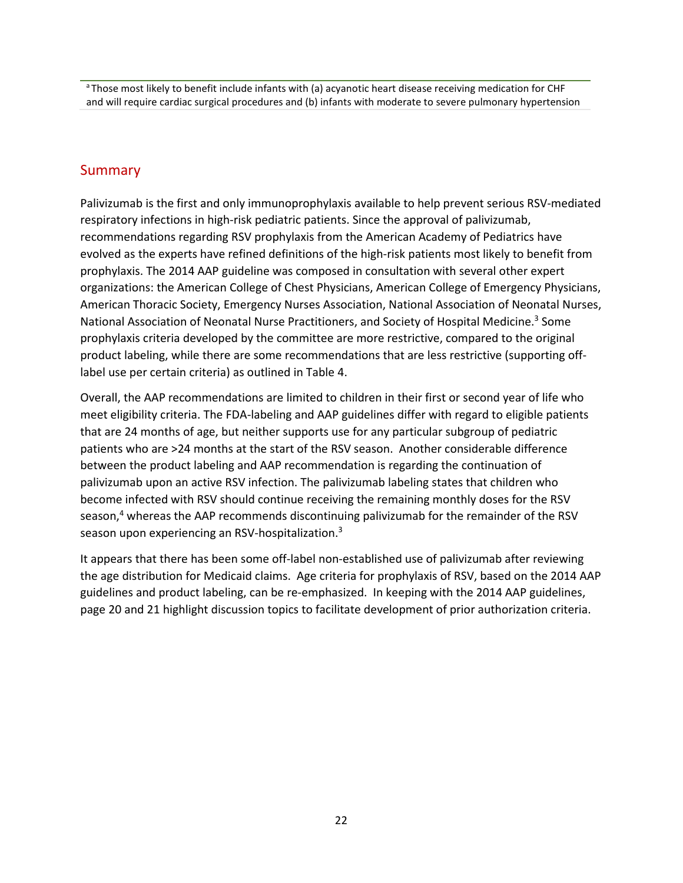[a] Those most likely to benefit include infants with (a) acyanotic heart disease receiving medication for CHF and will require cardiac surgical procedures and (b) infants with moderate to severe pulmonary hypertension

## Summary

Palivizumab is the first and only immunoprophylaxis available to help prevent serious RSV-mediated respiratory infections in high-risk pediatric patients. Since the approval of palivizumab, recommendations regarding RSV prophylaxis from the American Academy of Pediatrics have evolved as the experts have refined definitions of the high-risk patients most likely to benefit from prophylaxis. The 2014 AAP guideline was composed in consultation with several other expert organizations: the American College of Chest Physicians, American College of Emergency Physicians, American Thoracic Society, Emergency Nurses Association, National Association of Neonatal Nurses, National Association of Neonatal Nurse Practitioners, and Society of Hospital Medicine.[3] Some prophylaxis criteria developed by the committee are more restrictive, compared to the original product labeling, while there are some recommendations that are less restrictive (supporting off-label use per certain criteria) as outlined in Table 4.

Overall, the AAP recommendations are limited to children in their first or second year of life who meet eligibility criteria. The FDA-labeling and AAP guidelines differ with regard to eligible patients that are 24 months of age, but neither supports use for any particular subgroup of pediatric patients who are >24 months at the start of the RSV season. Another considerable difference between the product labeling and AAP recommendation is regarding the continuation of palivizumab upon an active RSV infection. The palivizumab labeling states that children who become infected with RSV should continue receiving the remaining monthly doses for the RSV season,[4] whereas the AAP recommends discontinuing palivizumab for the remainder of the RSV season upon experiencing an RSV-hospitalization.[3]

It appears that there has been some off-label non-established use of palivizumab after reviewing the age distribution for Medicaid claims. Age criteria for prophylaxis of RSV, based on the 2014 AAP guidelines and product labeling, can be re-emphasized. In keeping with the 2014 AAP guidelines, page 20 and 21 highlight discussion topics to facilitate development of prior authorization criteria.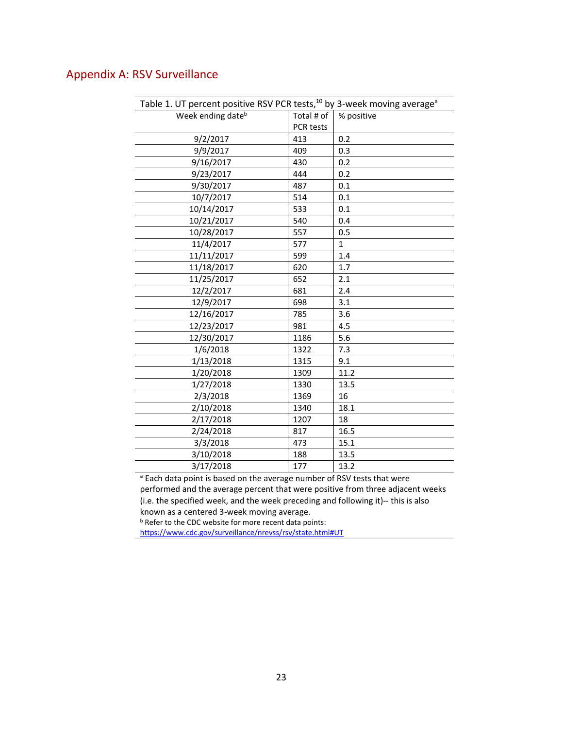## Appendix A: RSV Surveillance

Table 1. UT percent positive RSV PCR tests,[10] by 3-week moving average[a]

| Week ending date[b] | Total # of PCR tests | % positive |
|---|---|---|
| 9/2/2017 | 413 | 0.2 |
| 9/9/2017 | 409 | 0.3 |
| 9/16/2017 | 430 | 0.2 |
| 9/23/2017 | 444 | 0.2 |
| 9/30/2017 | 487 | 0.1 |
| 10/7/2017 | 514 | 0.1 |
| 10/14/2017 | 533 | 0.1 |
| 10/21/2017 | 540 | 0.4 |
| 10/28/2017 | 557 | 0.5 |
| 11/4/2017 | 577 | 1 |
| 11/11/2017 | 599 | 1.4 |
| 11/18/2017 | 620 | 1.7 |
| 11/25/2017 | 652 | 2.1 |
| 12/2/2017 | 681 | 2.4 |
| 12/9/2017 | 698 | 3.1 |
| 12/16/2017 | 785 | 3.6 |
| 12/23/2017 | 981 | 4.5 |
| 12/30/2017 | 1186 | 5.6 |
| 1/6/2018 | 1322 | 7.3 |
| 1/13/2018 | 1315 | 9.1 |
| 1/20/2018 | 1309 | 11.2 |
| 1/27/2018 | 1330 | 13.5 |
| 2/3/2018 | 1369 | 16 |
| 2/10/2018 | 1340 | 18.1 |
| 2/17/2018 | 1207 | 18 |
| 2/24/2018 | 817 | 16.5 |
| 3/3/2018 | 473 | 15.1 |
| 3/10/2018 | 188 | 13.5 |
| 3/17/2018 | 177 | 13.2 |

[a] Each data point is based on the average number of RSV tests that were performed and the average percent that were positive from three adjacent weeks (i.e. the specified week, and the week preceding and following it)-- this is also known as a centered 3-week moving average.

[b] Refer to the CDC website for more recent data points: https://www.cdc.gov/surveillance/nrevss/rsv/state.html#UT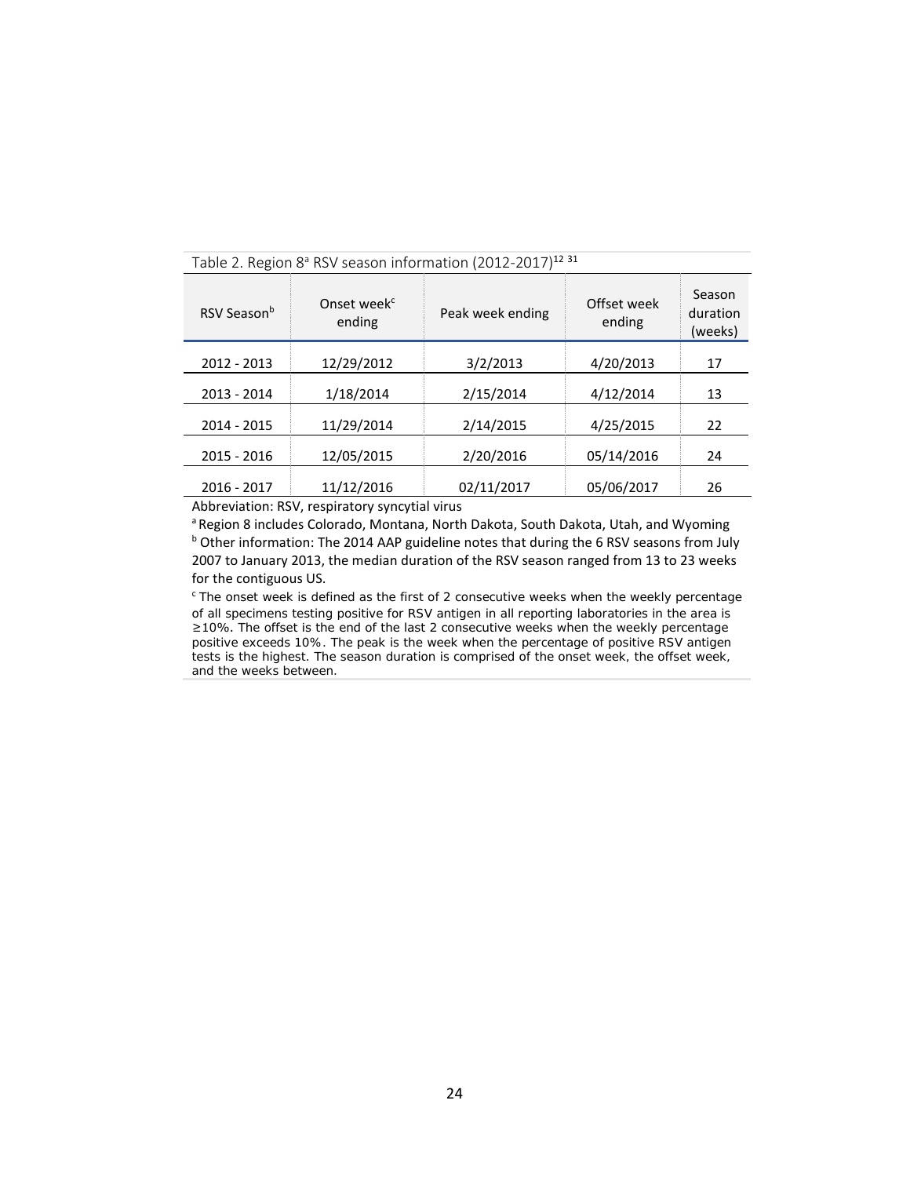Table 2. Region 8[a] RSV season information (2012-2017)[12 31]

| RSV Season[b] | Onset week[c] ending | Peak week ending | Offset week ending | Season duration (weeks) |
|---|---|---|---|---|
| 2012 - 2013 | 12/29/2012 | 3/2/2013 | 4/20/2013 | 17 |
| 2013 - 2014 | 1/18/2014 | 2/15/2014 | 4/12/2014 | 13 |
| 2014 - 2015 | 11/29/2014 | 2/14/2015 | 4/25/2015 | 22 |
| 2015 - 2016 | 12/05/2015 | 2/20/2016 | 05/14/2016 | 24 |
| 2016 - 2017 | 11/12/2016 | 02/11/2017 | 05/06/2017 | 26 |

Abbreviation: RSV, respiratory syncytial virus

[a] Region 8 includes Colorado, Montana, North Dakota, South Dakota, Utah, and Wyoming

[b] Other information: The 2014 AAP guideline notes that during the 6 RSV seasons from July 2007 to January 2013, the median duration of the RSV season ranged from 13 to 23 weeks for the contiguous US.

[c] The onset week is defined as the first of 2 consecutive weeks when the weekly percentage of all specimens testing positive for RSV antigen in all reporting laboratories in the area is ≥10%. The offset is the end of the last 2 consecutive weeks when the weekly percentage positive exceeds 10%. The peak is the week when the percentage of positive RSV antigen tests is the highest. The season duration is comprised of the onset week, the offset week, and the weeks between.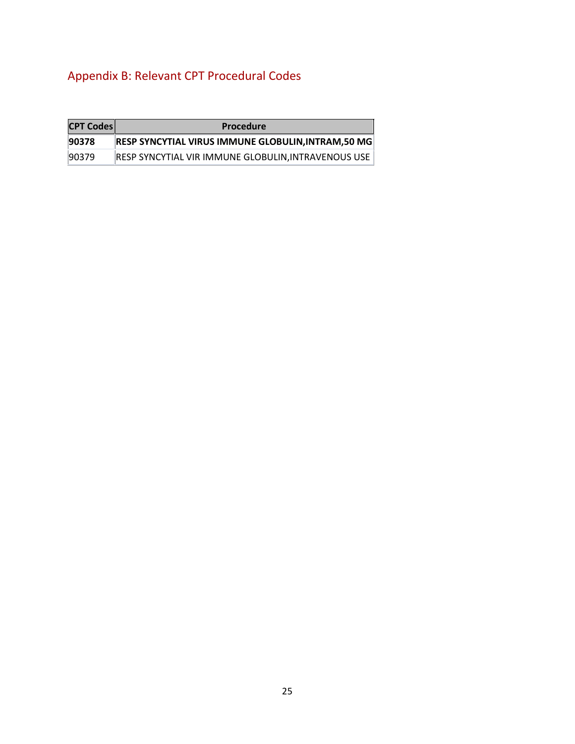## Appendix B: Relevant CPT Procedural Codes

| CPT Codes | Procedure |
|---|---|
| **90378** | **RESP SYNCYTIAL VIRUS IMMUNE GLOBULIN,INTRAM,50 MG** |
| 90379 | RESP SYNCYTIAL VIR IMMUNE GLOBULIN,INTRAVENOUS USE |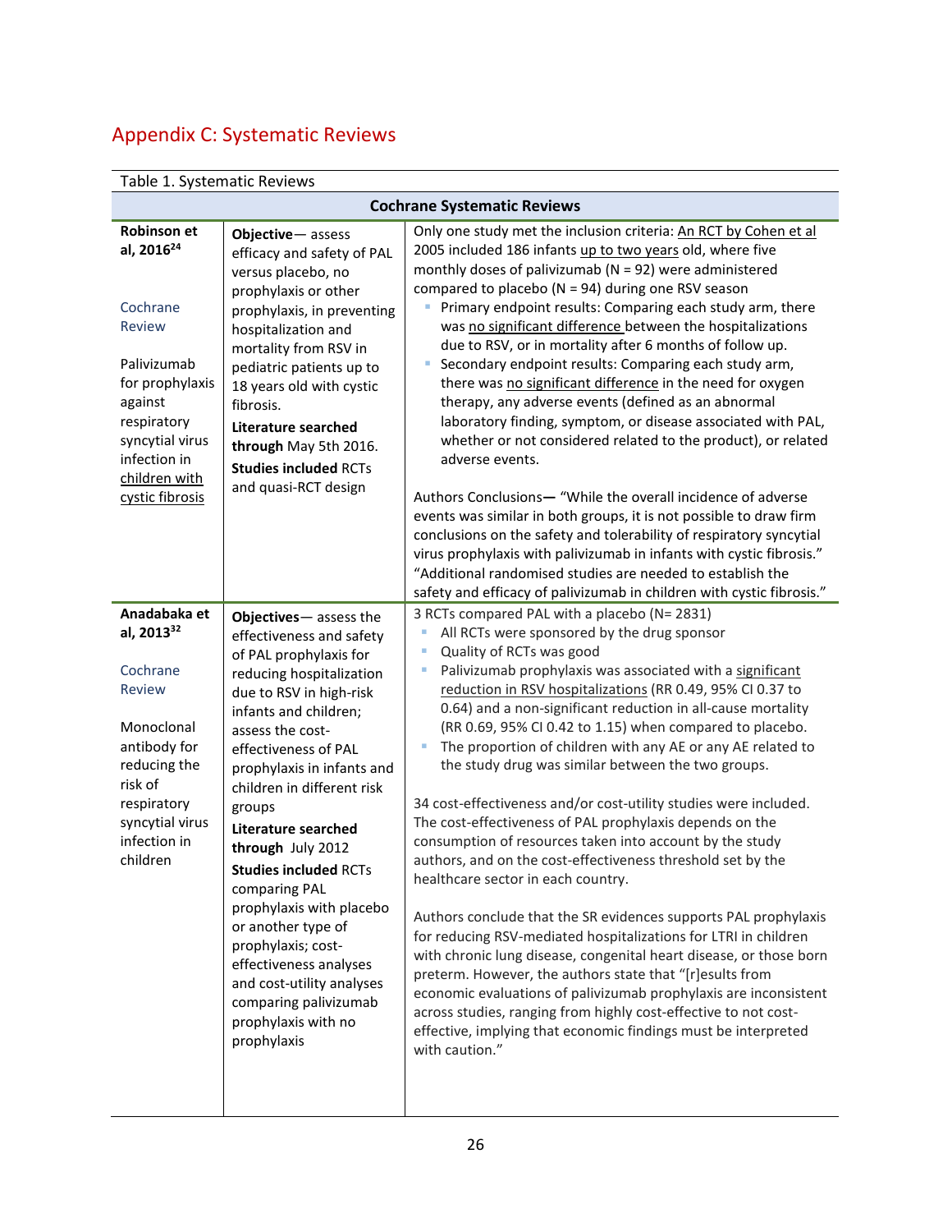# Appendix C: Systematic Reviews

Table 1. Systematic Reviews

| Cochrane Systematic Reviews | | |
|---|---|---|
| **Robinson et al, 2016**[24]<br><br>Cochrane Review<br><br>Palivizumab for prophylaxis against respiratory syncytial virus infection in children with cystic fibrosis | **Objective**— assess efficacy and safety of PAL versus placebo, no prophylaxis or other prophylaxis, in preventing hospitalization and mortality from RSV in pediatric patients up to 18 years old with cystic fibrosis.<br>**Literature searched through** May 5th 2016.<br>**Studies included** RCTs and quasi-RCT design | Only one study met the inclusion criteria: An RCT by Cohen et al 2005 included 186 infants up to two years old, where five monthly doses of palivizumab (N = 92) were administered compared to placebo (N = 94) during one RSV season<br>- Primary endpoint results: Comparing each study arm, there was no significant difference between the hospitalizations due to RSV, or in mortality after 6 months of follow up.<br>- Secondary endpoint results: Comparing each study arm, there was no significant difference in the need for oxygen therapy, any adverse events (defined as an abnormal laboratory finding, symptom, or disease associated with PAL, whether or not considered related to the product), or related adverse events.<br><br>Authors Conclusions— "While the overall incidence of adverse events was similar in both groups, it is not possible to draw firm conclusions on the safety and tolerability of respiratory syncytial virus prophylaxis with palivizumab in infants with cystic fibrosis." "Additional randomised studies are needed to establish the safety and efficacy of palivizumab in children with cystic fibrosis." |
| **Anadabaka et al, 2013**[32]<br><br>Cochrane Review<br><br>Monoclonal antibody for reducing the risk of respiratory syncytial virus infection in children | **Objectives**— assess the effectiveness and safety of PAL prophylaxis for reducing hospitalization due to RSV in high-risk infants and children; assess the cost-effectiveness of PAL prophylaxis in infants and children in different risk groups<br>**Literature searched through** July 2012<br>**Studies included** RCTs comparing PAL prophylaxis with placebo or another type of prophylaxis; cost-effectiveness analyses and cost-utility analyses comparing palivizumab prophylaxis with no prophylaxis | 3 RCTs compared PAL with a placebo (N= 2831)<br>- All RCTs were sponsored by the drug sponsor<br>- Quality of RCTs was good<br>- Palivizumab prophylaxis was associated with a significant reduction in RSV hospitalizations (RR 0.49, 95% CI 0.37 to 0.64) and a non-significant reduction in all-cause mortality (RR 0.69, 95% CI 0.42 to 1.15) when compared to placebo.<br>- The proportion of children with any AE or any AE related to the study drug was similar between the two groups.<br><br>34 cost-effectiveness and/or cost-utility studies were included. The cost-effectiveness of PAL prophylaxis depends on the consumption of resources taken into account by the study authors, and on the cost-effectiveness threshold set by the healthcare sector in each country.<br><br>Authors conclude that the SR evidences supports PAL prophylaxis for reducing RSV-mediated hospitalizations for LTRI in children with chronic lung disease, congenital heart disease, or those born preterm. However, the authors state that "[r]esults from economic evaluations of palivizumab prophylaxis are inconsistent across studies, ranging from highly cost-effective to not cost-effective, implying that economic findings must be interpreted with caution." |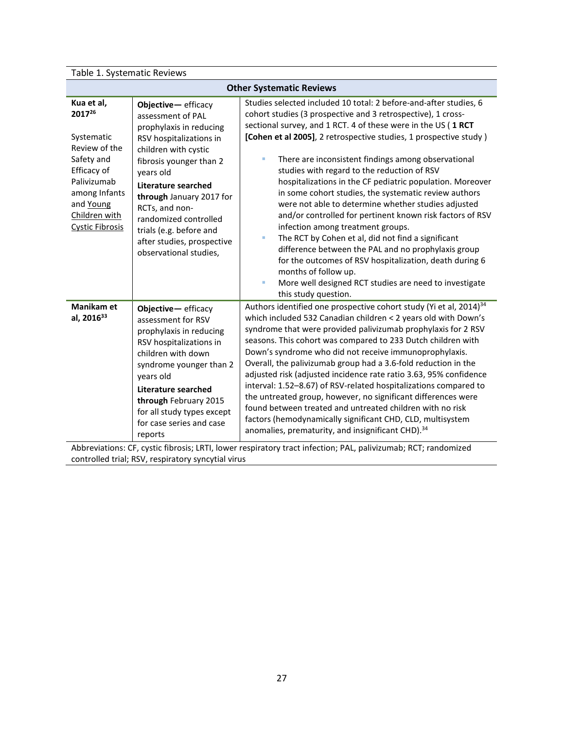Table 1. Systematic Reviews

| Other Systematic Reviews | | |
|---|---|---|
| **Kua et al, 2017**[26]<br><br>Systematic Review of the Safety and Efficacy of Palivizumab among Infants and Young Children with Cystic Fibrosis | **Objective—** efficacy assessment of PAL prophylaxis in reducing RSV hospitalizations in children with cystic fibrosis younger than 2 years old<br>**Literature searched through** January 2017 for RCTs, and non-randomized controlled trials (e.g. before and after studies, prospective observational studies, | Studies selected included 10 total: 2 before-and-after studies, 6 cohort studies (3 prospective and 3 retrospective), 1 cross-sectional survey, and 1 RCT. 4 of these were in the US ( **1 RCT [Cohen et al 2005]**, 2 retrospective studies, 1 prospective study )<br><br>▪ There are inconsistent findings among observational studies with regard to the reduction of RSV hospitalizations in the CF pediatric population. Moreover in some cohort studies, the systematic review authors were not able to determine whether studies adjusted and/or controlled for pertinent known risk factors of RSV infection among treatment groups.<br>▪ The RCT by Cohen et al, did not find a significant difference between the PAL and no prophylaxis group for the outcomes of RSV hospitalization, death during 6 months of follow up.<br>▪ More well designed RCT studies are need to investigate this study question. |
| **Manikam et al, 2016**[33] | **Objective—** efficacy assessment for RSV prophylaxis in reducing RSV hospitalizations in children with down syndrome younger than 2 years old<br>**Literature searched through** February 2015 for all study types except for case series and case reports | Authors identified one prospective cohort study (Yi et al, 2014)[34] which included 532 Canadian children < 2 years old with Down's syndrome that were provided palivizumab prophylaxis for 2 RSV seasons. This cohort was compared to 233 Dutch children with Down's syndrome who did not receive immunoprophylaxis. Overall, the palivizumab group had a 3.6-fold reduction in the adjusted risk (adjusted incidence rate ratio 3.63, 95% confidence interval: 1.52–8.67) of RSV-related hospitalizations compared to the untreated group, however, no significant differences were found between treated and untreated children with no risk factors (hemodynamically significant CHD, CLD, multisystem anomalies, prematurity, and insignificant CHD).[34] |

Abbreviations: CF, cystic fibrosis; LRTI, lower respiratory tract infection; PAL, palivizumab; RCT; randomized controlled trial; RSV, respiratory syncytial virus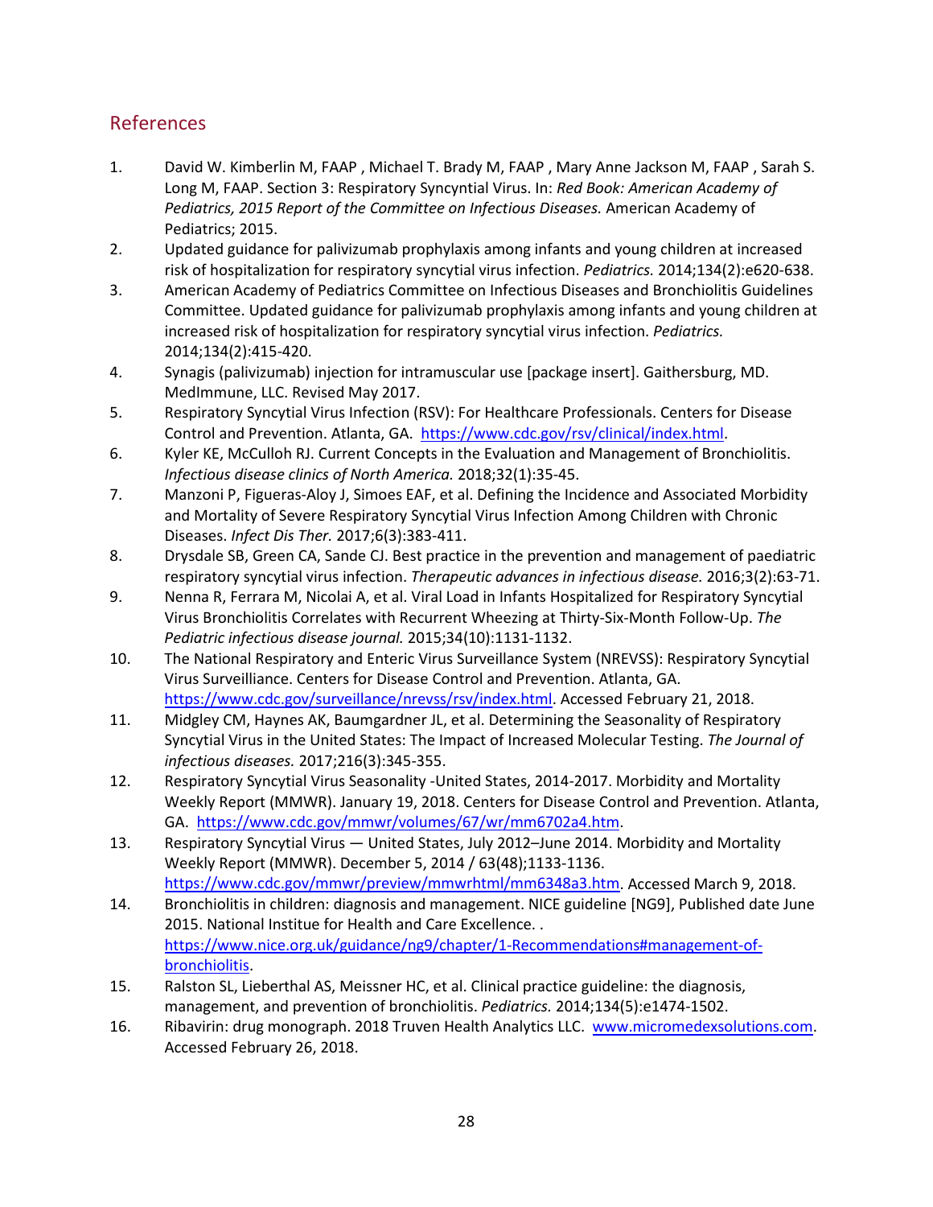## References

1. David W. Kimberlin M, FAAP , Michael T. Brady M, FAAP , Mary Anne Jackson M, FAAP , Sarah S. Long M, FAAP. Section 3: Respiratory Syncyntial Virus. In: *Red Book: American Academy of Pediatrics, 2015 Report of the Committee on Infectious Diseases.* American Academy of Pediatrics; 2015.
2. Updated guidance for palivizumab prophylaxis among infants and young children at increased risk of hospitalization for respiratory syncytial virus infection. *Pediatrics.* 2014;134(2):e620-638.
3. American Academy of Pediatrics Committee on Infectious Diseases and Bronchiolitis Guidelines Committee. Updated guidance for palivizumab prophylaxis among infants and young children at increased risk of hospitalization for respiratory syncytial virus infection. *Pediatrics.* 2014;134(2):415-420.
4. Synagis (palivizumab) injection for intramuscular use [package insert]. Gaithersburg, MD. MedImmune, LLC. Revised May 2017.
5. Respiratory Syncytial Virus Infection (RSV): For Healthcare Professionals. Centers for Disease Control and Prevention. Atlanta, GA. https://www.cdc.gov/rsv/clinical/index.html.
6. Kyler KE, McCulloh RJ. Current Concepts in the Evaluation and Management of Bronchiolitis. *Infectious disease clinics of North America.* 2018;32(1):35-45.
7. Manzoni P, Figueras-Aloy J, Simoes EAF, et al. Defining the Incidence and Associated Morbidity and Mortality of Severe Respiratory Syncytial Virus Infection Among Children with Chronic Diseases. *Infect Dis Ther.* 2017;6(3):383-411.
8. Drysdale SB, Green CA, Sande CJ. Best practice in the prevention and management of paediatric respiratory syncytial virus infection. *Therapeutic advances in infectious disease.* 2016;3(2):63-71.
9. Nenna R, Ferrara M, Nicolai A, et al. Viral Load in Infants Hospitalized for Respiratory Syncytial Virus Bronchiolitis Correlates with Recurrent Wheezing at Thirty-Six-Month Follow-Up. *The Pediatric infectious disease journal.* 2015;34(10):1131-1132.
10. The National Respiratory and Enteric Virus Surveillance System (NREVSS): Respiratory Syncytial Virus Surveilliance. Centers for Disease Control and Prevention. Atlanta, GA. https://www.cdc.gov/surveillance/nrevss/rsv/index.html. Accessed February 21, 2018.
11. Midgley CM, Haynes AK, Baumgardner JL, et al. Determining the Seasonality of Respiratory Syncytial Virus in the United States: The Impact of Increased Molecular Testing. *The Journal of infectious diseases.* 2017;216(3):345-355.
12. Respiratory Syncytial Virus Seasonality -United States, 2014-2017. Morbidity and Mortality Weekly Report (MMWR). January 19, 2018. Centers for Disease Control and Prevention. Atlanta, GA. https://www.cdc.gov/mmwr/volumes/67/wr/mm6702a4.htm.
13. Respiratory Syncytial Virus — United States, July 2012–June 2014. Morbidity and Mortality Weekly Report (MMWR). December 5, 2014 / 63(48);1133-1136. https://www.cdc.gov/mmwr/preview/mmwrhtml/mm6348a3.htm. Accessed March 9, 2018.
14. Bronchiolitis in children: diagnosis and management. NICE guideline [NG9], Published date June 2015. National Institue for Health and Care Excellence. . https://www.nice.org.uk/guidance/ng9/chapter/1-Recommendations#management-of-bronchiolitis.
15. Ralston SL, Lieberthal AS, Meissner HC, et al. Clinical practice guideline: the diagnosis, management, and prevention of bronchiolitis. *Pediatrics.* 2014;134(5):e1474-1502.
16. Ribavirin: drug monograph. 2018 Truven Health Analytics LLC. www.micromedexsolutions.com. Accessed February 26, 2018.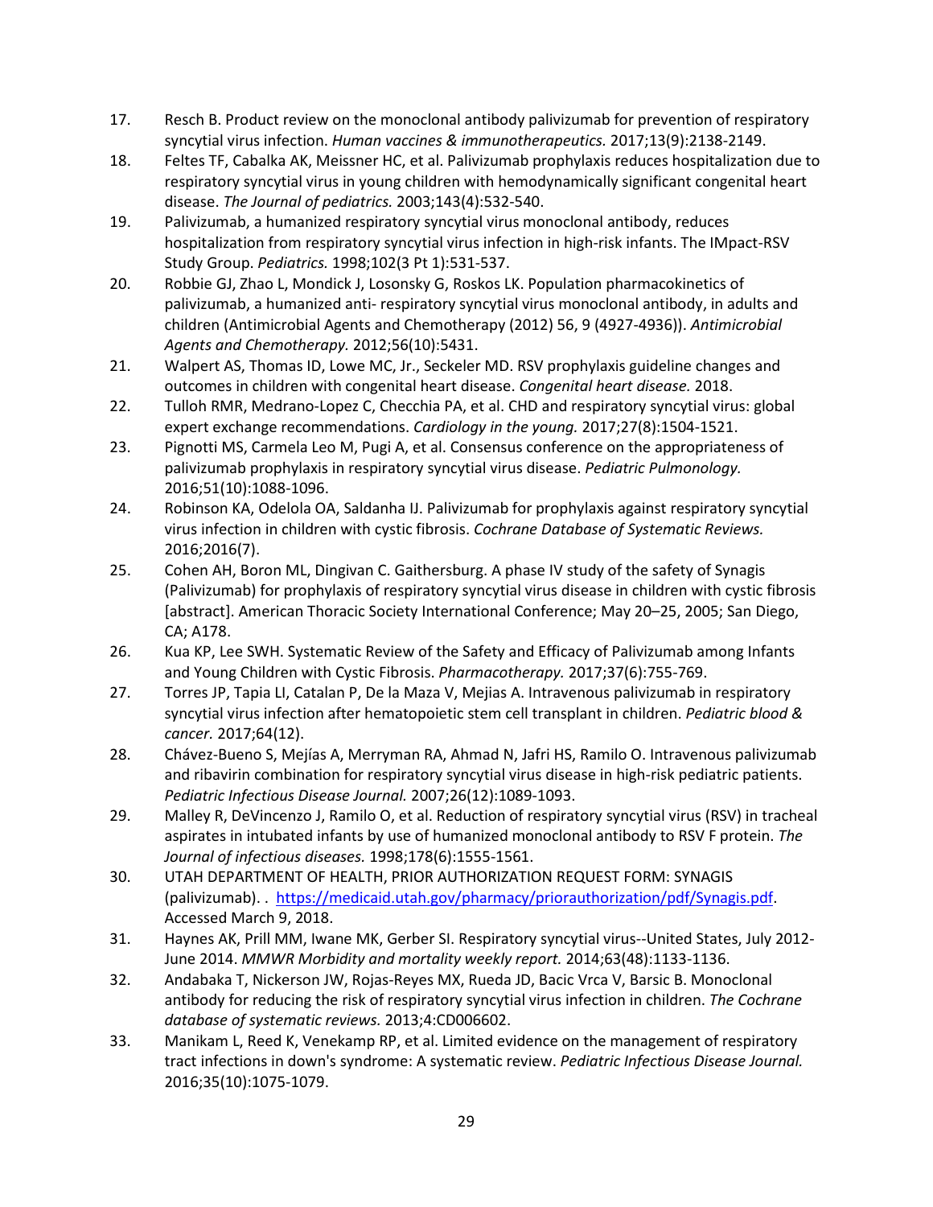17. Resch B. Product review on the monoclonal antibody palivizumab for prevention of respiratory syncytial virus infection. *Human vaccines & immunotherapeutics.* 2017;13(9):2138-2149.
18. Feltes TF, Cabalka AK, Meissner HC, et al. Palivizumab prophylaxis reduces hospitalization due to respiratory syncytial virus in young children with hemodynamically significant congenital heart disease. *The Journal of pediatrics.* 2003;143(4):532-540.
19. Palivizumab, a humanized respiratory syncytial virus monoclonal antibody, reduces hospitalization from respiratory syncytial virus infection in high-risk infants. The IMpact-RSV Study Group. *Pediatrics.* 1998;102(3 Pt 1):531-537.
20. Robbie GJ, Zhao L, Mondick J, Losonsky G, Roskos LK. Population pharmacokinetics of palivizumab, a humanized anti- respiratory syncytial virus monoclonal antibody, in adults and children (Antimicrobial Agents and Chemotherapy (2012) 56, 9 (4927-4936)). *Antimicrobial Agents and Chemotherapy.* 2012;56(10):5431.
21. Walpert AS, Thomas ID, Lowe MC, Jr., Seckeler MD. RSV prophylaxis guideline changes and outcomes in children with congenital heart disease. *Congenital heart disease.* 2018.
22. Tulloh RMR, Medrano-Lopez C, Checchia PA, et al. CHD and respiratory syncytial virus: global expert exchange recommendations. *Cardiology in the young.* 2017;27(8):1504-1521.
23. Pignotti MS, Carmela Leo M, Pugi A, et al. Consensus conference on the appropriateness of palivizumab prophylaxis in respiratory syncytial virus disease. *Pediatric Pulmonology.* 2016;51(10):1088-1096.
24. Robinson KA, Odelola OA, Saldanha IJ. Palivizumab for prophylaxis against respiratory syncytial virus infection in children with cystic fibrosis. *Cochrane Database of Systematic Reviews.* 2016;2016(7).
25. Cohen AH, Boron ML, Dingivan C. Gaithersburg. A phase IV study of the safety of Synagis (Palivizumab) for prophylaxis of respiratory syncytial virus disease in children with cystic fibrosis [abstract]. American Thoracic Society International Conference; May 20–25, 2005; San Diego, CA; A178.
26. Kua KP, Lee SWH. Systematic Review of the Safety and Efficacy of Palivizumab among Infants and Young Children with Cystic Fibrosis. *Pharmacotherapy.* 2017;37(6):755-769.
27. Torres JP, Tapia LI, Catalan P, De la Maza V, Mejias A. Intravenous palivizumab in respiratory syncytial virus infection after hematopoietic stem cell transplant in children. *Pediatric blood & cancer.* 2017;64(12).
28. Chávez-Bueno S, Mejías A, Merryman RA, Ahmad N, Jafri HS, Ramilo O. Intravenous palivizumab and ribavirin combination for respiratory syncytial virus disease in high-risk pediatric patients. *Pediatric Infectious Disease Journal.* 2007;26(12):1089-1093.
29. Malley R, DeVincenzo J, Ramilo O, et al. Reduction of respiratory syncytial virus (RSV) in tracheal aspirates in intubated infants by use of humanized monoclonal antibody to RSV F protein. *The Journal of infectious diseases.* 1998;178(6):1555-1561.
30. UTAH DEPARTMENT OF HEALTH, PRIOR AUTHORIZATION REQUEST FORM: SYNAGIS (palivizumab). . https://medicaid.utah.gov/pharmacy/priorauthorization/pdf/Synagis.pdf. Accessed March 9, 2018.
31. Haynes AK, Prill MM, Iwane MK, Gerber SI. Respiratory syncytial virus--United States, July 2012-June 2014. *MMWR Morbidity and mortality weekly report.* 2014;63(48):1133-1136.
32. Andabaka T, Nickerson JW, Rojas-Reyes MX, Rueda JD, Bacic Vrca V, Barsic B. Monoclonal antibody for reducing the risk of respiratory syncytial virus infection in children. *The Cochrane database of systematic reviews.* 2013;4:CD006602.
33. Manikam L, Reed K, Venekamp RP, et al. Limited evidence on the management of respiratory tract infections in down's syndrome: A systematic review. *Pediatric Infectious Disease Journal.* 2016;35(10):1075-1079.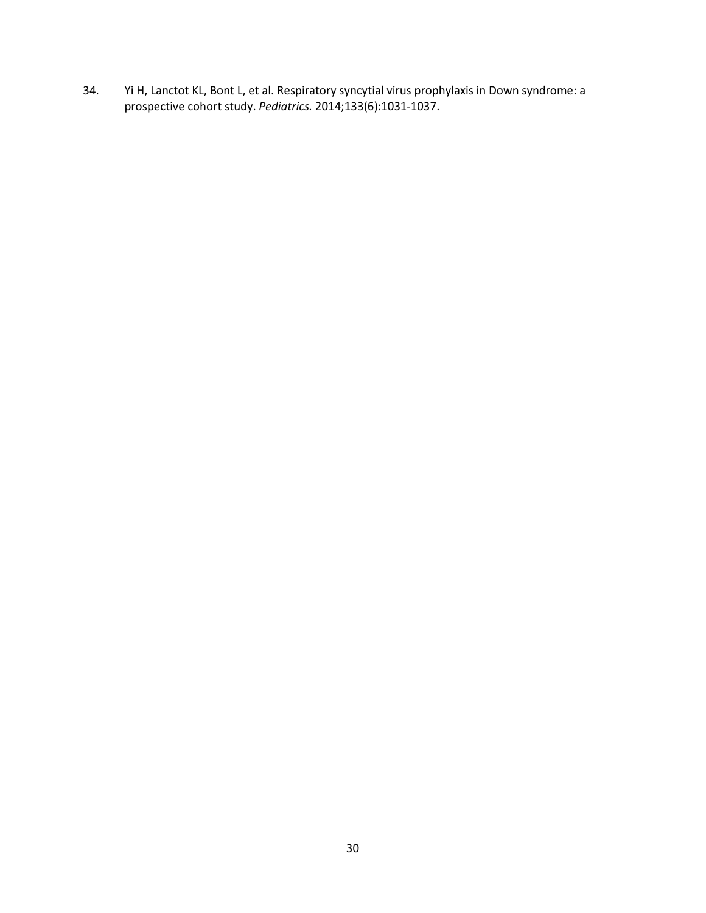34. Yi H, Lanctot KL, Bont L, et al. Respiratory syncytial virus prophylaxis in Down syndrome: a prospective cohort study. *Pediatrics.* 2014;133(6):1031-1037.